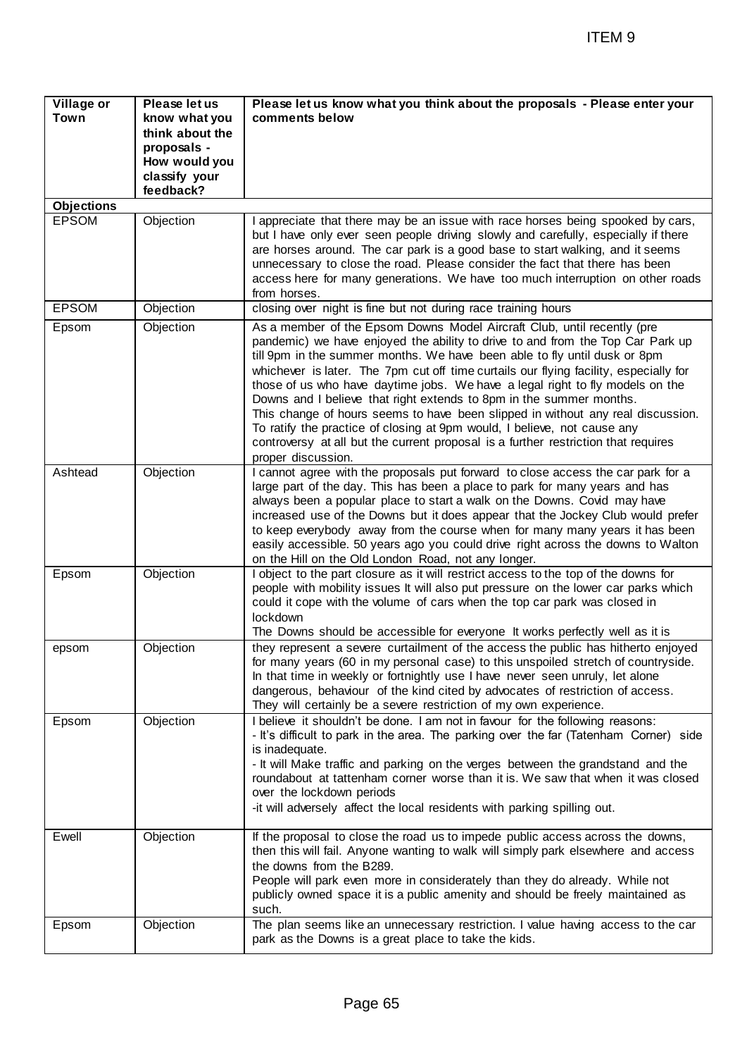ITEM 9

| Village or Town | Please let us know what you think about the proposals - How would you classify your feedback? | Please let us know what you think about the proposals - Please enter your comments below |
|---|---|---|
| **Objections** | | |
| EPSOM | Objection | I appreciate that there may be an issue with race horses being spooked by cars, but I have only ever seen people driving slowly and carefully, especially if there are horses around. The car park is a good base to start walking, and it seems unnecessary to close the road. Please consider the fact that there has been access here for many generations. We have too much interruption on other roads from horses. |
| EPSOM | Objection | closing over night is fine but not during race training hours |
| Epsom | Objection | As a member of the Epsom Downs Model Aircraft Club, until recently (pre pandemic) we have enjoyed the ability to drive to and from the Top Car Park up till 9pm in the summer months. We have been able to fly until dusk or 8pm whichever is later. The 7pm cut off time curtails our flying facility, especially for those of us who have daytime jobs. We have a legal right to fly models on the Downs and I believe that right extends to 8pm in the summer months. This change of hours seems to have been slipped in without any real discussion. To ratify the practice of closing at 9pm would, I believe, not cause any controversy at all but the current proposal is a further restriction that requires proper discussion. |
| Ashtead | Objection | I cannot agree with the proposals put forward to close access the car park for a large part of the day. This has been a place to park for many years and has always been a popular place to start a walk on the Downs. Covid may have increased use of the Downs but it does appear that the Jockey Club would prefer to keep everybody away from the course when for many many years it has been easily accessible. 50 years ago you could drive right across the downs to Walton on the Hill on the Old London Road, not any longer. |
| Epsom | Objection | I object to the part closure as it will restrict access to the top of the downs for people with mobility issues It will also put pressure on the lower car parks which could it cope with the volume of cars when the top car park was closed in lockdown<br>The Downs should be accessible for everyone It works perfectly well as it is |
| epsom | Objection | they represent a severe curtailment of the access the public has hitherto enjoyed for many years (60 in my personal case) to this unspoiled stretch of countryside. In that time in weekly or fortnightly use I have never seen unruly, let alone dangerous, behaviour of the kind cited by advocates of restriction of access. They will certainly be a severe restriction of my own experience. |
| Epsom | Objection | I believe it shouldn't be done. I am not in favour for the following reasons:<br>- It's difficult to park in the area. The parking over the far (Tatenham Corner) side is inadequate.<br>- It will Make traffic and parking on the verges between the grandstand and the roundabout at tattenham corner worse than it is. We saw that when it was closed over the lockdown periods<br>-it will adversely affect the local residents with parking spilling out. |
| Ewell | Objection | If the proposal to close the road us to impede public access across the downs, then this will fail. Anyone wanting to walk will simply park elsewhere and access the downs from the B289.<br>People will park even more in considerately than they do already. While not publicly owned space it is a public amenity and should be freely maintained as such. |
| Epsom | Objection | The plan seems like an unnecessary restriction. I value having access to the car park as the Downs is a great place to take the kids. |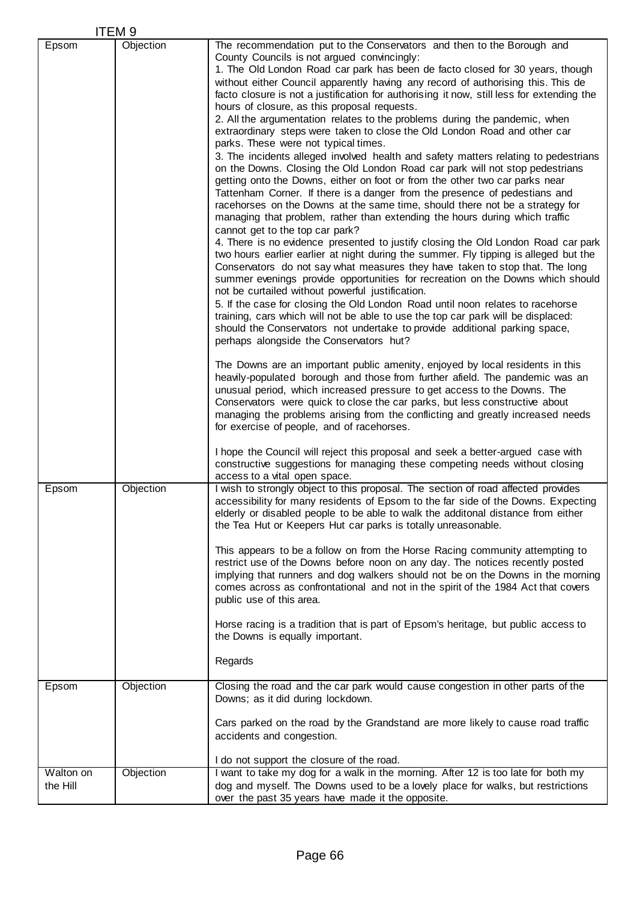ITEM 9

| | | |
|---|---|---|
| Epsom | Objection | The recommendation put to the Conservators and then to the Borough and County Councils is not argued convincingly:<br>1. The Old London Road car park has been de facto closed for 30 years, though without either Council apparently having any record of authorising this. This de facto closure is not a justification for authorising it now, still less for extending the hours of closure, as this proposal requests.<br>2. All the argumentation relates to the problems during the pandemic, when extraordinary steps were taken to close the Old London Road and other car parks. These were not typical times.<br>3. The incidents alleged involved health and safety matters relating to pedestrians on the Downs. Closing the Old London Road car park will not stop pedestrians getting onto the Downs, either on foot or from the other two car parks near Tattenham Corner. If there is a danger from the presence of pedestians and racehorses on the Downs at the same time, should there not be a strategy for managing that problem, rather than extending the hours during which traffic cannot get to the top car park?<br>4. There is no evidence presented to justify closing the Old London Road car park two hours earlier earlier at night during the summer. Fly tipping is alleged but the Conservators do not say what measures they have taken to stop that. The long summer evenings provide opportunities for recreation on the Downs which should not be curtailed without powerful justification.<br>5. If the case for closing the Old London Road until noon relates to racehorse training, cars which will not be able to use the top car park will be displaced: should the Conservators not undertake to provide additional parking space, perhaps alongside the Conservators hut?<br><br>The Downs are an important public amenity, enjoyed by local residents in this heavily-populated borough and those from further afield. The pandemic was an unusual period, which increased pressure to get access to the Downs. The Conservators were quick to close the car parks, but less constructive about managing the problems arising from the conflicting and greatly increased needs for exercise of people, and of racehorses.<br><br>I hope the Council will reject this proposal and seek a better-argued case with constructive suggestions for managing these competing needs without closing access to a vital open space. |
| Epsom | Objection | I wish to strongly object to this proposal. The section of road affected provides accessibility for many residents of Epsom to the far side of the Downs. Expecting elderly or disabled people to be able to walk the additonal distance from either the Tea Hut or Keepers Hut car parks is totally unreasonable.<br><br>This appears to be a follow on from the Horse Racing community attempting to restrict use of the Downs before noon on any day. The notices recently posted implying that runners and dog walkers should not be on the Downs in the morning comes across as confrontational and not in the spirit of the 1984 Act that covers public use of this area.<br><br>Horse racing is a tradition that is part of Epsom's heritage, but public access to the Downs is equally important.<br><br>Regards |
| Epsom | Objection | Closing the road and the car park would cause congestion in other parts of the Downs; as it did during lockdown.<br><br>Cars parked on the road by the Grandstand are more likely to cause road traffic accidents and congestion.<br><br>I do not support the closure of the road. |
| Walton on the Hill | Objection | I want to take my dog for a walk in the morning. After 12 is too late for both my dog and myself. The Downs used to be a lovely place for walks, but restrictions over the past 35 years have made it the opposite. |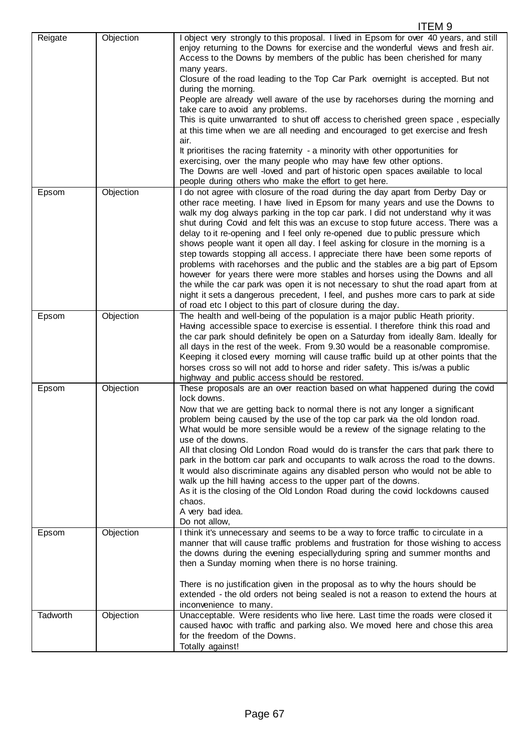ITEM 9

| | | |
|---|---|---|
| Reigate | Objection | I object very strongly to this proposal. I lived in Epsom for over 40 years, and still enjoy returning to the Downs for exercise and the wonderful views and fresh air. Access to the Downs by members of the public has been cherished for many many years.<br>Closure of the road leading to the Top Car Park overnight is accepted. But not during the morning.<br>People are already well aware of the use by racehorses during the morning and take care to avoid any problems.<br>This is quite unwarranted to shut off access to cherished green space , especially at this time when we are all needing and encouraged to get exercise and fresh air.<br>It prioritises the racing fraternity - a minority with other opportunities for exercising, over the many people who may have few other options.<br>The Downs are well -loved and part of historic open spaces available to local people during others who make the effort to get here. |
| Epsom | Objection | I do not agree with closure of the road during the day apart from Derby Day or other race meeting. I have lived in Epsom for many years and use the Downs to walk my dog always parking in the top car park. I did not understand why it was shut during Covid and felt this was an excuse to stop future access. There was a delay to it re-opening and I feel only re-opened due to public pressure which shows people want it open all day. I feel asking for closure in the morning is a step towards stopping all access. I appreciate there have been some reports of problems with racehorses and the public and the stables are a big part of Epsom however for years there were more stables and horses using the Downs and all the while the car park was open it is not necessary to shut the road apart from at night it sets a dangerous precedent, I feel, and pushes more cars to park at side of road etc I object to this part of closure during the day. |
| Epsom | Objection | The health and well-being of the population is a major public Heath priority. Having accessible space to exercise is essential. I therefore think this road and the car park should definitely be open on a Saturday from ideally 8am. Ideally for all days in the rest of the week. From 9.30 would be a reasonable compromise. Keeping it closed every morning will cause traffic build up at other points that the horses cross so will not add to horse and rider safety. This is/was a public highway and public access should be restored. |
| Epsom | Objection | These proposals are an over reaction based on what happened during the covid lock downs.<br>Now that we are getting back to normal there is not any longer a significant problem being caused by the use of the top car park via the old london road.<br>What would be more sensible would be a review of the signage relating to the use of the downs.<br>All that closing Old London Road would do is transfer the cars that park there to park in the bottom car park and occupants to walk across the road to the downs.<br>It would also discriminate agains any disabled person who would not be able to walk up the hill having access to the upper part of the downs.<br>As it is the closing of the Old London Road during the covid lockdowns caused chaos.<br>A very bad idea.<br>Do not allow, |
| Epsom | Objection | I think it's unnecessary and seems to be a way to force traffic to circulate in a manner that will cause traffic problems and frustration for those wishing to access the downs during the evening especiallyduring spring and summer months and then a Sunday morning when there is no horse training.<br><br>There is no justification given in the proposal as to why the hours should be extended - the old orders not being sealed is not a reason to extend the hours at inconvenience to many. |
| Tadworth | Objection | Unacceptable. Were residents who live here. Last time the roads were closed it caused havoc with traffic and parking also. We moved here and chose this area for the freedom of the Downs.<br>Totally against! |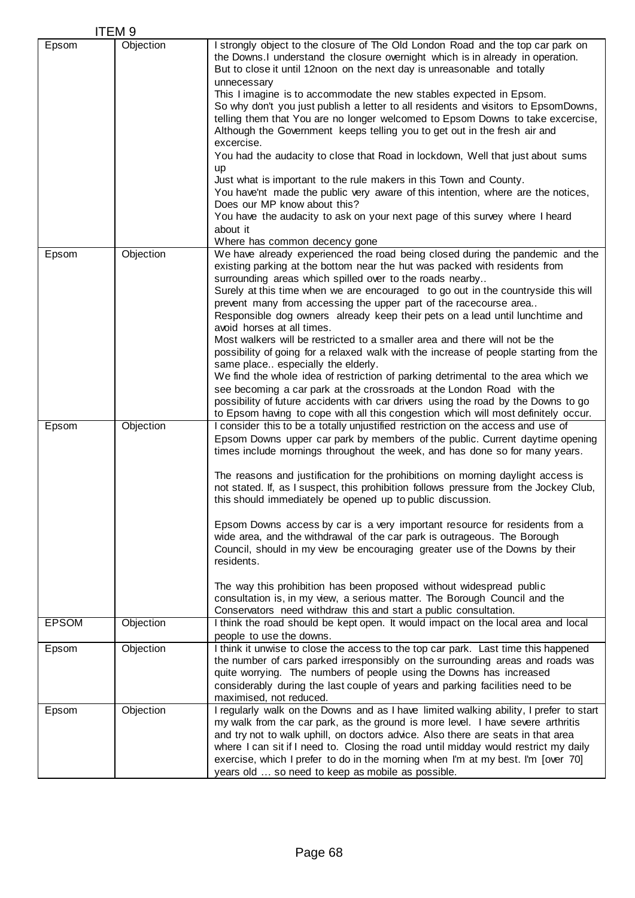ITEM 9

| | | |
|---|---|---|
| Epsom | Objection | I strongly object to the closure of The Old London Road and the top car park on the Downs.I understand the closure overnight which is in already in operation. But to close it until 12noon on the next day is unreasonable and totally unnecessary<br>This I imagine is to accommodate the new stables expected in Epsom.<br>So why don't you just publish a letter to all residents and visitors to EpsomDowns, telling them that You are no longer welcomed to Epsom Downs to take excercise, Although the Government keeps telling you to get out in the fresh air and excercise.<br>You had the audacity to close that Road in lockdown, Well that just about sums up<br>Just what is important to the rule makers in this Town and County.<br>You have'nt made the public very aware of this intention, where are the notices, Does our MP know about this?<br>You have the audacity to ask on your next page of this survey where I heard about it<br>Where has common decency gone |
| Epsom | Objection | We have already experienced the road being closed during the pandemic and the existing parking at the bottom near the hut was packed with residents from surrounding areas which spilled over to the roads nearby..<br>Surely at this time when we are encouraged to go out in the countryside this will prevent many from accessing the upper part of the racecourse area..<br>Responsible dog owners already keep their pets on a lead until lunchtime and avoid horses at all times.<br>Most walkers will be restricted to a smaller area and there will not be the possibility of going for a relaxed walk with the increase of people starting from the same place.. especially the elderly.<br>We find the whole idea of restriction of parking detrimental to the area which we see becoming a car park at the crossroads at the London Road with the possibility of future accidents with car drivers using the road by the Downs to go to Epsom having to cope with all this congestion which will most definitely occur. |
| Epsom | Objection | I consider this to be a totally unjustified restriction on the access and use of Epsom Downs upper car park by members of the public. Current daytime opening times include mornings throughout the week, and has done so for many years.<br><br>The reasons and justification for the prohibitions on morning daylight access is not stated. If, as I suspect, this prohibition follows pressure from the Jockey Club, this should immediately be opened up to public discussion.<br><br>Epsom Downs access by car is a very important resource for residents from a wide area, and the withdrawal of the car park is outrageous. The Borough Council, should in my view be encouraging greater use of the Downs by their residents.<br><br>The way this prohibition has been proposed without widespread public consultation is, in my view, a serious matter. The Borough Council and the Conservators need withdraw this and start a public consultation. |
| EPSOM | Objection | I think the road should be kept open. It would impact on the local area and local people to use the downs. |
| Epsom | Objection | I think it unwise to close the access to the top car park. Last time this happened the number of cars parked irresponsibly on the surrounding areas and roads was quite worrying. The numbers of people using the Downs has increased considerably during the last couple of years and parking facilities need to be maximised, not reduced. |
| Epsom | Objection | I regularly walk on the Downs and as I have limited walking ability, I prefer to start my walk from the car park, as the ground is more level. I have severe arthritis and try not to walk uphill, on doctors advice. Also there are seats in that area where I can sit if I need to. Closing the road until midday would restrict my daily exercise, which I prefer to do in the morning when I'm at my best. I'm [over 70] years old … so need to keep as mobile as possible. |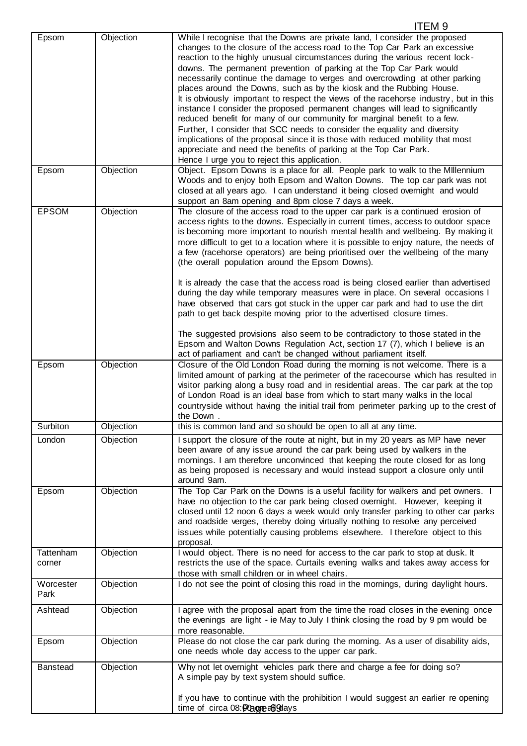ITEM 9

| | | |
|---|---|---|
| Epsom | Objection | While I recognise that the Downs are private land, I consider the proposed changes to the closure of the access road to the Top Car Park an excessive reaction to the highly unusual circumstances during the various recent lock-downs. The permanent prevention of parking at the Top Car Park would necessarily continue the damage to verges and overcrowding at other parking places around the Downs, such as by the kiosk and the Rubbing House.<br>It is obviously important to respect the views of the racehorse industry, but in this instance I consider the proposed permanent changes will lead to significantly reduced benefit for many of our community for marginal benefit to a few.<br>Further, I consider that SCC needs to consider the equality and diversity implications of the proposal since it is those with reduced mobility that most appreciate and need the benefits of parking at the Top Car Park.<br>Hence I urge you to reject this application. |
| Epsom | Objection | Object. Epsom Downs is a place for all. People park to walk to the MIllennium Woods and to enjoy both Epsom and Walton Downs. The top car park was not closed at all years ago. I can understand it being closed overnight and would support an 8am opening and 8pm close 7 days a week. |
| EPSOM | Objection | The closure of the access road to the upper car park is a continued erosion of access rights to the downs. Especially in current times, access to outdoor space is becoming more important to nourish mental health and wellbeing. By making it more difficult to get to a location where it is possible to enjoy nature, the needs of a few (racehorse operators) are being prioritised over the wellbeing of the many (the overall population around the Epsom Downs).<br><br>It is already the case that the access road is being closed earlier than advertised during the day while temporary measures were in place. On several occasions I have observed that cars got stuck in the upper car park and had to use the dirt path to get back despite moving prior to the advertised closure times.<br><br>The suggested provisions also seem to be contradictory to those stated in the Epsom and Walton Downs Regulation Act, section 17 (7), which I believe is an act of parliament and can't be changed without parliament itself. |
| Epsom | Objection | Closure of the Old London Road during the morning is not welcome. There is a limited amount of parking at the perimeter of the racecourse which has resulted in visitor parking along a busy road and in residential areas. The car park at the top of London Road is an ideal base from which to start many walks in the local countryside without having the initial trail from perimeter parking up to the crest of the Down . |
| Surbiton | Objection | this is common land and so should be open to all at any time. |
| London | Objection | I support the closure of the route at night, but in my 20 years as MP have never been aware of any issue around the car park being used by walkers in the mornings. I am therefore unconvinced that keeping the route closed for as long as being proposed is necessary and would instead support a closure only until around 9am. |
| Epsom | Objection | The Top Car Park on the Downs is a useful facility for walkers and pet owners. I have no objection to the car park being closed overnight. However, keeping it closed until 12 noon 6 days a week would only transfer parking to other car parks and roadside verges, thereby doing virtually nothing to resolve any perceived issues while potentially causing problems elsewhere. I therefore object to this proposal. |
| Tattenham corner | Objection | I would object. There is no need for access to the car park to stop at dusk. It restricts the use of the space. Curtails evening walks and takes away access for those with small children or in wheel chairs. |
| Worcester Park | Objection | I do not see the point of closing this road in the mornings, during daylight hours. |
| Ashtead | Objection | I agree with the proposal apart from the time the road closes in the evening once the evenings are light - ie May to July I think closing the road by 9 pm would be more reasonable. |
| Epsom | Objection | Please do not close the car park during the morning. As a user of disability aids, one needs whole day access to the upper car park. |
| Banstead | Objection | Why not let overnight vehicles park there and charge a fee for doing so?<br>A simple pay by text system should suffice.<br><br>If you have to continue with the prohibition I would suggest an earlier re opening time of circa 08:00 on all days |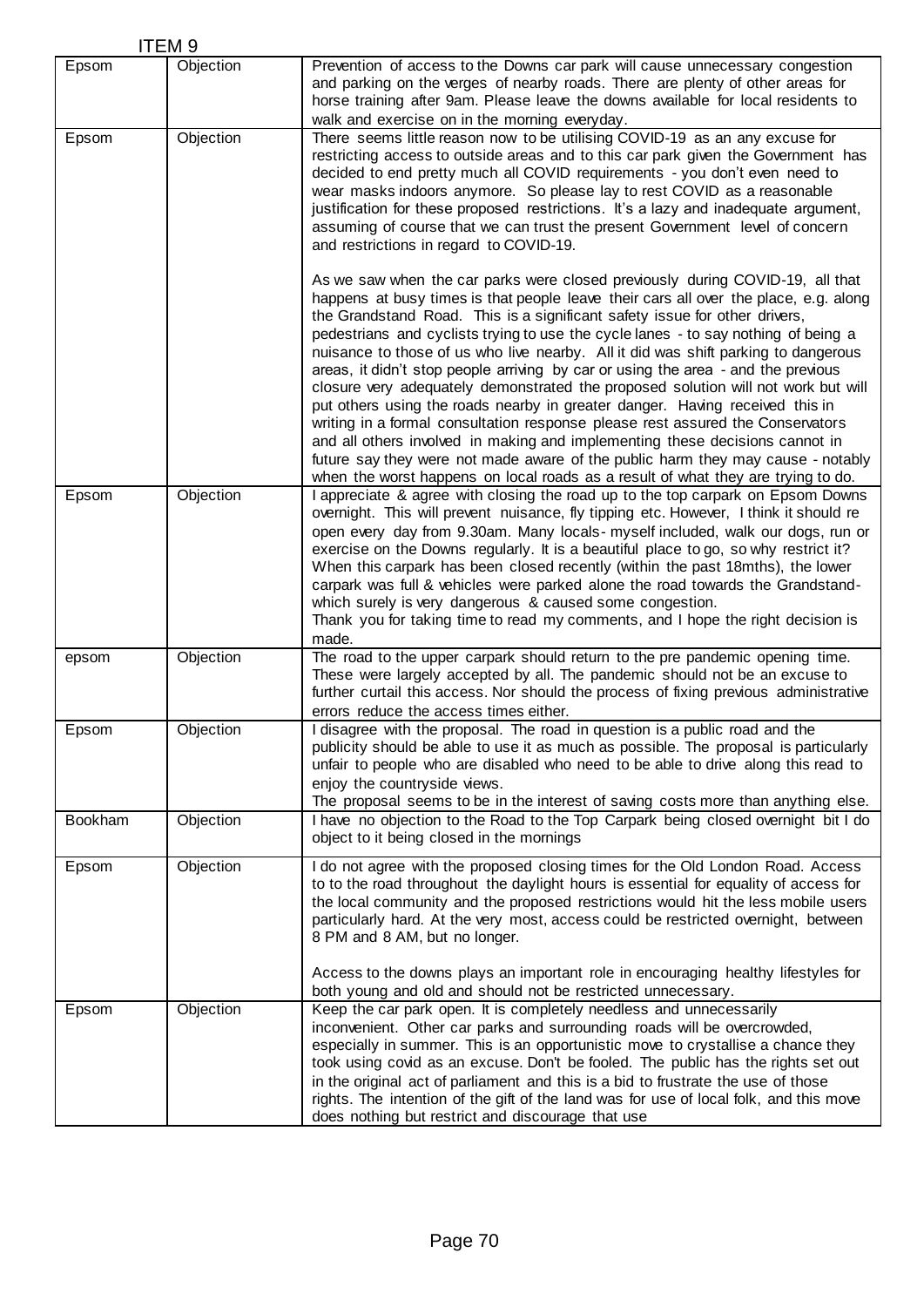ITEM 9

| | | |
|---|---|---|
| Epsom | Objection | Prevention of access to the Downs car park will cause unnecessary congestion and parking on the verges of nearby roads. There are plenty of other areas for horse training after 9am. Please leave the downs available for local residents to walk and exercise on in the morning everyday. |
| Epsom | Objection | There seems little reason now to be utilising COVID-19 as an any excuse for restricting access to outside areas and to this car park given the Government has decided to end pretty much all COVID requirements - you don't even need to wear masks indoors anymore. So please lay to rest COVID as a reasonable justification for these proposed restrictions. It's a lazy and inadequate argument, assuming of course that we can trust the present Government level of concern and restrictions in regard to COVID-19.<br><br>As we saw when the car parks were closed previously during COVID-19, all that happens at busy times is that people leave their cars all over the place, e.g. along the Grandstand Road. This is a significant safety issue for other drivers, pedestrians and cyclists trying to use the cycle lanes - to say nothing of being a nuisance to those of us who live nearby. All it did was shift parking to dangerous areas, it didn't stop people arriving by car or using the area - and the previous closure very adequately demonstrated the proposed solution will not work but will put others using the roads nearby in greater danger. Having received this in writing in a formal consultation response please rest assured the Conservators and all others involved in making and implementing these decisions cannot in future say they were not made aware of the public harm they may cause - notably when the worst happens on local roads as a result of what they are trying to do. |
| Epsom | Objection | I appreciate & agree with closing the road up to the top carpark on Epsom Downs overnight. This will prevent nuisance, fly tipping etc. However, I think it should re open every day from 9.30am. Many locals- myself included, walk our dogs, run or exercise on the Downs regularly. It is a beautiful place to go, so why restrict it? When this carpark has been closed recently (within the past 18mths), the lower carpark was full & vehicles were parked alone the road towards the Grandstand- which surely is very dangerous & caused some congestion.<br>Thank you for taking time to read my comments, and I hope the right decision is made. |
| epsom | Objection | The road to the upper carpark should return to the pre pandemic opening time. These were largely accepted by all. The pandemic should not be an excuse to further curtail this access. Nor should the process of fixing previous administrative errors reduce the access times either. |
| Epsom | Objection | I disagree with the proposal. The road in question is a public road and the publicity should be able to use it as much as possible. The proposal is particularly unfair to people who are disabled who need to be able to drive along this read to enjoy the countryside views.<br>The proposal seems to be in the interest of saving costs more than anything else. |
| Bookham | Objection | I have no objection to the Road to the Top Carpark being closed overnight bit I do object to it being closed in the mornings |
| Epsom | Objection | I do not agree with the proposed closing times for the Old London Road. Access to to the road throughout the daylight hours is essential for equality of access for the local community and the proposed restrictions would hit the less mobile users particularly hard. At the very most, access could be restricted overnight, between 8 PM and 8 AM, but no longer.<br><br>Access to the downs plays an important role in encouraging healthy lifestyles for both young and old and should not be restricted unnecessary. |
| Epsom | Objection | Keep the car park open. It is completely needless and unnecessarily inconvenient. Other car parks and surrounding roads will be overcrowded, especially in summer. This is an opportunistic move to crystallise a chance they took using covid as an excuse. Don't be fooled. The public has the rights set out in the original act of parliament and this is a bid to frustrate the use of those rights. The intention of the gift of the land was for use of local folk, and this move does nothing but restrict and discourage that use |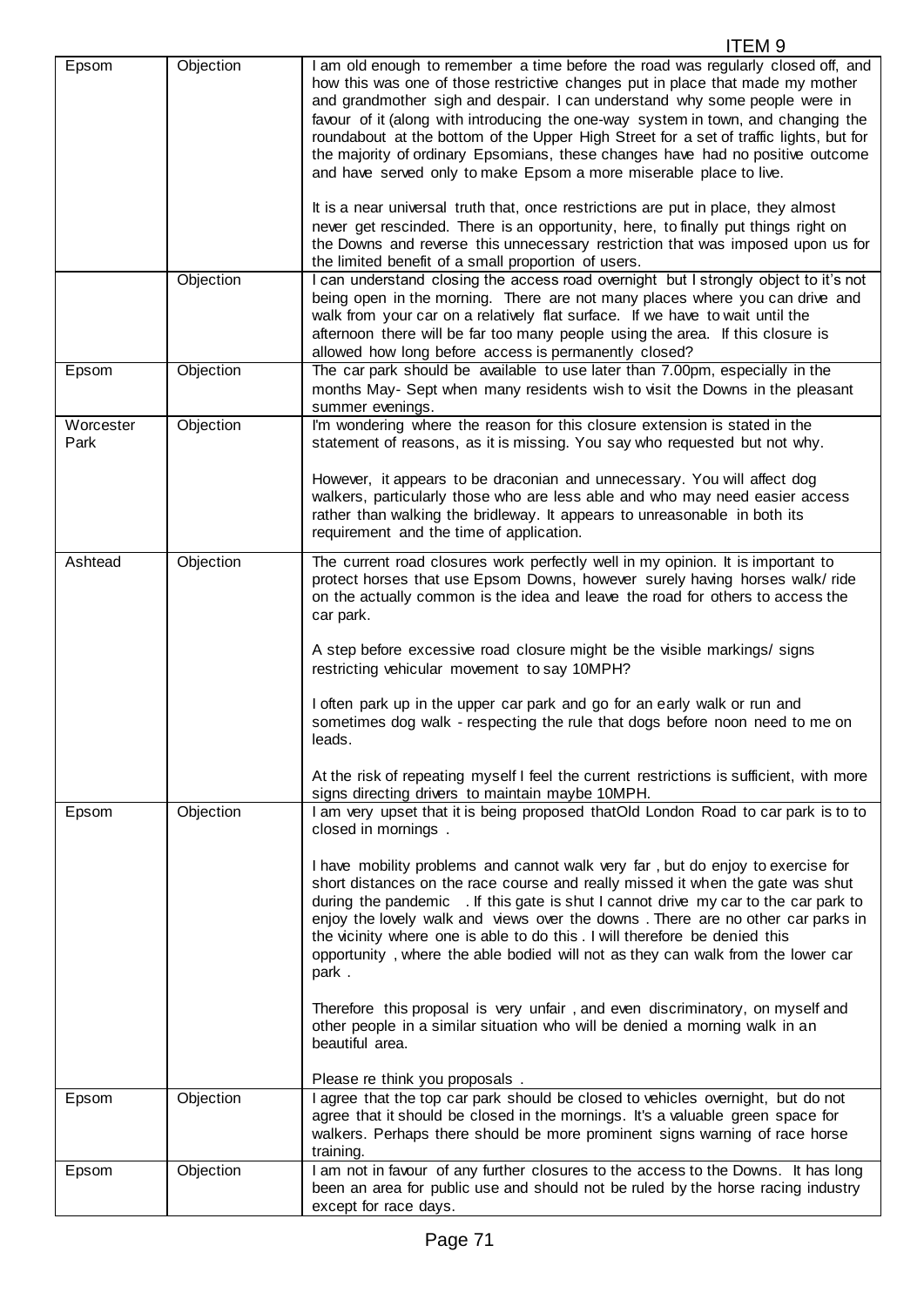ITEM 9

| | | |
|---|---|---|
| Epsom | Objection | I am old enough to remember a time before the road was regularly closed off, and how this was one of those restrictive changes put in place that made my mother and grandmother sigh and despair. I can understand why some people were in favour of it (along with introducing the one-way system in town, and changing the roundabout at the bottom of the Upper High Street for a set of traffic lights, but for the majority of ordinary Epsomians, these changes have had no positive outcome and have served only to make Epsom a more miserable place to live.<br><br>It is a near universal truth that, once restrictions are put in place, they almost never get rescinded. There is an opportunity, here, to finally put things right on the Downs and reverse this unnecessary restriction that was imposed upon us for the limited benefit of a small proportion of users. |
| | Objection | I can understand closing the access road overnight but I strongly object to it's not being open in the morning. There are not many places where you can drive and walk from your car on a relatively flat surface. If we have to wait until the afternoon there will be far too many people using the area. If this closure is allowed how long before access is permanently closed? |
| Epsom | Objection | The car park should be available to use later than 7.00pm, especially in the months May- Sept when many residents wish to visit the Downs in the pleasant summer evenings. |
| Worcester Park | Objection | I'm wondering where the reason for this closure extension is stated in the statement of reasons, as it is missing. You say who requested but not why.<br><br>However, it appears to be draconian and unnecessary. You will affect dog walkers, particularly those who are less able and who may need easier access rather than walking the bridleway. It appears to unreasonable in both its requirement and the time of application. |
| Ashtead | Objection | The current road closures work perfectly well in my opinion. It is important to protect horses that use Epsom Downs, however surely having horses walk/ ride on the actually common is the idea and leave the road for others to access the car park.<br><br>A step before excessive road closure might be the visible markings/ signs restricting vehicular movement to say 10MPH?<br><br>I often park up in the upper car park and go for an early walk or run and sometimes dog walk - respecting the rule that dogs before noon need to me on leads.<br><br>At the risk of repeating myself I feel the current restrictions is sufficient, with more signs directing drivers to maintain maybe 10MPH. |
| Epsom | Objection | I am very upset that it is being proposed thatOld London Road to car park is to to closed in mornings .<br><br>I have mobility problems and cannot walk very far , but do enjoy to exercise for short distances on the race course and really missed it when the gate was shut during the pandemic . If this gate is shut I cannot drive my car to the car park to enjoy the lovely walk and views over the downs . There are no other car parks in the vicinity where one is able to do this . I will therefore be denied this opportunity , where the able bodied will not as they can walk from the lower car park .<br><br>Therefore this proposal is very unfair , and even discriminatory, on myself and other people in a similar situation who will be denied a morning walk in an beautiful area.<br><br>Please re think you proposals . |
| Epsom | Objection | I agree that the top car park should be closed to vehicles overnight, but do not agree that it should be closed in the mornings. It's a valuable green space for walkers. Perhaps there should be more prominent signs warning of race horse training. |
| Epsom | Objection | I am not in favour of any further closures to the access to the Downs. It has long been an area for public use and should not be ruled by the horse racing industry except for race days. |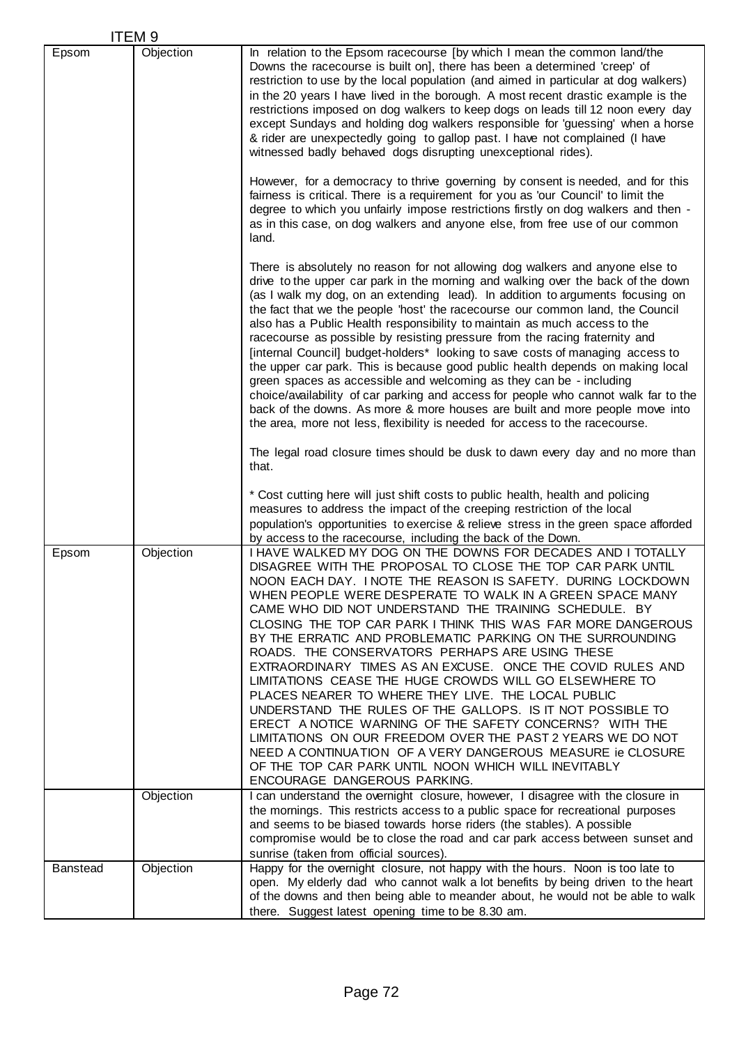ITEM 9

| | | |
|---|---|---|
| Epsom | Objection | In relation to the Epsom racecourse [by which I mean the common land/the Downs the racecourse is built on], there has been a determined 'creep' of restriction to use by the local population (and aimed in particular at dog walkers) in the 20 years I have lived in the borough. A most recent drastic example is the restrictions imposed on dog walkers to keep dogs on leads till 12 noon every day except Sundays and holding dog walkers responsible for 'guessing' when a horse & rider are unexpectedly going to gallop past. I have not complained (I have witnessed badly behaved dogs disrupting unexceptional rides).<br><br>However, for a democracy to thrive governing by consent is needed, and for this fairness is critical. There is a requirement for you as 'our Council' to limit the degree to which you unfairly impose restrictions firstly on dog walkers and then - as in this case, on dog walkers and anyone else, from free use of our common land.<br><br>There is absolutely no reason for not allowing dog walkers and anyone else to drive to the upper car park in the morning and walking over the back of the down (as I walk my dog, on an extending lead). In addition to arguments focusing on the fact that we the people 'host' the racecourse our common land, the Council also has a Public Health responsibility to maintain as much access to the racecourse as possible by resisting pressure from the racing fraternity and [internal Council] budget-holders* looking to save costs of managing access to the upper car park. This is because good public health depends on making local green spaces as accessible and welcoming as they can be - including choice/availability of car parking and access for people who cannot walk far to the back of the downs. As more & more houses are built and more people move into the area, more not less, flexibility is needed for access to the racecourse.<br><br>The legal road closure times should be dusk to dawn every day and no more than that.<br><br>* Cost cutting here will just shift costs to public health, health and policing measures to address the impact of the creeping restriction of the local population's opportunities to exercise & relieve stress in the green space afforded by access to the racecourse, including the back of the Down. |
| Epsom | Objection | I HAVE WALKED MY DOG ON THE DOWNS FOR DECADES AND I TOTALLY DISAGREE WITH THE PROPOSAL TO CLOSE THE TOP CAR PARK UNTIL NOON EACH DAY. I NOTE THE REASON IS SAFETY. DURING LOCKDOWN WHEN PEOPLE WERE DESPERATE TO WALK IN A GREEN SPACE MANY CAME WHO DID NOT UNDERSTAND THE TRAINING SCHEDULE. BY CLOSING THE TOP CAR PARK I THINK THIS WAS FAR MORE DANGEROUS BY THE ERRATIC AND PROBLEMATIC PARKING ON THE SURROUNDING ROADS. THE CONSERVATORS PERHAPS ARE USING THESE EXTRAORDINARY TIMES AS AN EXCUSE. ONCE THE COVID RULES AND LIMITATIONS CEASE THE HUGE CROWDS WILL GO ELSEWHERE TO PLACES NEARER TO WHERE THEY LIVE. THE LOCAL PUBLIC UNDERSTAND THE RULES OF THE GALLOPS. IS IT NOT POSSIBLE TO ERECT A NOTICE WARNING OF THE SAFETY CONCERNS? WITH THE LIMITATIONS ON OUR FREEDOM OVER THE PAST 2 YEARS WE DO NOT NEED A CONTINUATION OF A VERY DANGEROUS MEASURE ie CLOSURE OF THE TOP CAR PARK UNTIL NOON WHICH WILL INEVITABLY ENCOURAGE DANGEROUS PARKING. |
| | Objection | I can understand the overnight closure, however, I disagree with the closure in the mornings. This restricts access to a public space for recreational purposes and seems to be biased towards horse riders (the stables). A possible compromise would be to close the road and car park access between sunset and sunrise (taken from official sources). |
| Banstead | Objection | Happy for the overnight closure, not happy with the hours. Noon is too late to open. My elderly dad who cannot walk a lot benefits by being driven to the heart of the downs and then being able to meander about, he would not be able to walk there. Suggest latest opening time to be 8.30 am. |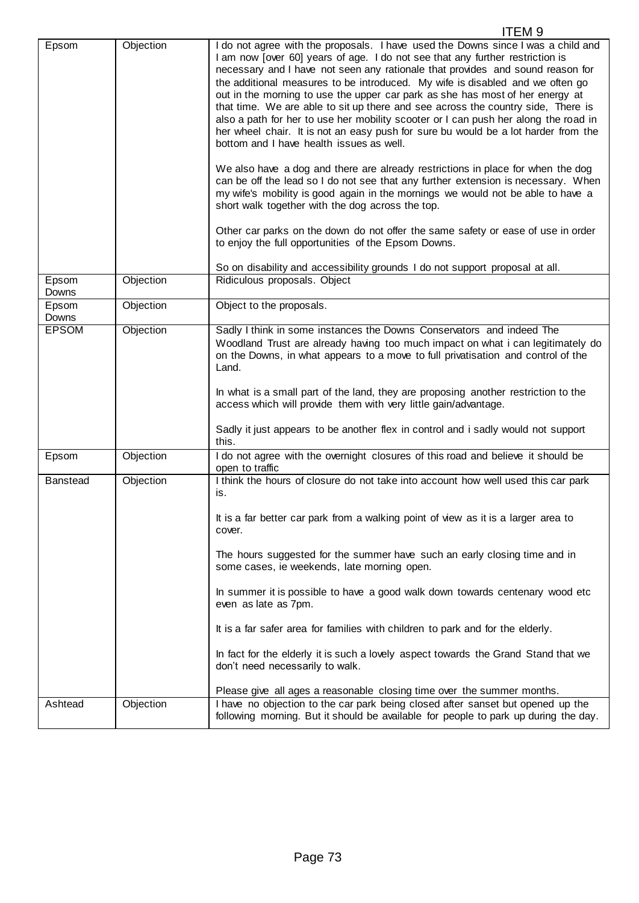ITEM 9

| | | |
|---|---|---|
| Epsom | Objection | I do not agree with the proposals. I have used the Downs since I was a child and I am now [over 60] years of age. I do not see that any further restriction is necessary and I have not seen any rationale that provides and sound reason for the additional measures to be introduced. My wife is disabled and we often go out in the morning to use the upper car park as she has most of her energy at that time. We are able to sit up there and see across the country side, There is also a path for her to use her mobility scooter or I can push her along the road in her wheel chair. It is not an easy push for sure bu would be a lot harder from the bottom and I have health issues as well.<br><br>We also have a dog and there are already restrictions in place for when the dog can be off the lead so I do not see that any further extension is necessary. When my wife's mobility is good again in the mornings we would not be able to have a short walk together with the dog across the top.<br><br>Other car parks on the down do not offer the same safety or ease of use in order to enjoy the full opportunities of the Epsom Downs.<br><br>So on disability and accessibility grounds I do not support proposal at all. |
| Epsom Downs | Objection | Ridiculous proposals. Object |
| Epsom Downs | Objection | Object to the proposals. |
| EPSOM | Objection | Sadly I think in some instances the Downs Conservators and indeed The Woodland Trust are already having too much impact on what i can legitimately do on the Downs, in what appears to a move to full privatisation and control of the Land.<br><br>In what is a small part of the land, they are proposing another restriction to the access which will provide them with very little gain/advantage.<br><br>Sadly it just appears to be another flex in control and i sadly would not support this. |
| Epsom | Objection | I do not agree with the overnight closures of this road and believe it should be open to traffic |
| Banstead | Objection | I think the hours of closure do not take into account how well used this car park is.<br><br>It is a far better car park from a walking point of view as it is a larger area to cover.<br><br>The hours suggested for the summer have such an early closing time and in some cases, ie weekends, late morning open.<br><br>In summer it is possible to have a good walk down towards centenary wood etc even as late as 7pm.<br><br>It is a far safer area for families with children to park and for the elderly.<br><br>In fact for the elderly it is such a lovely aspect towards the Grand Stand that we don't need necessarily to walk.<br><br>Please give all ages a reasonable closing time over the summer months. |
| Ashtead | Objection | I have no objection to the car park being closed after sanset but opened up the following morning. But it should be available for people to park up during the day. |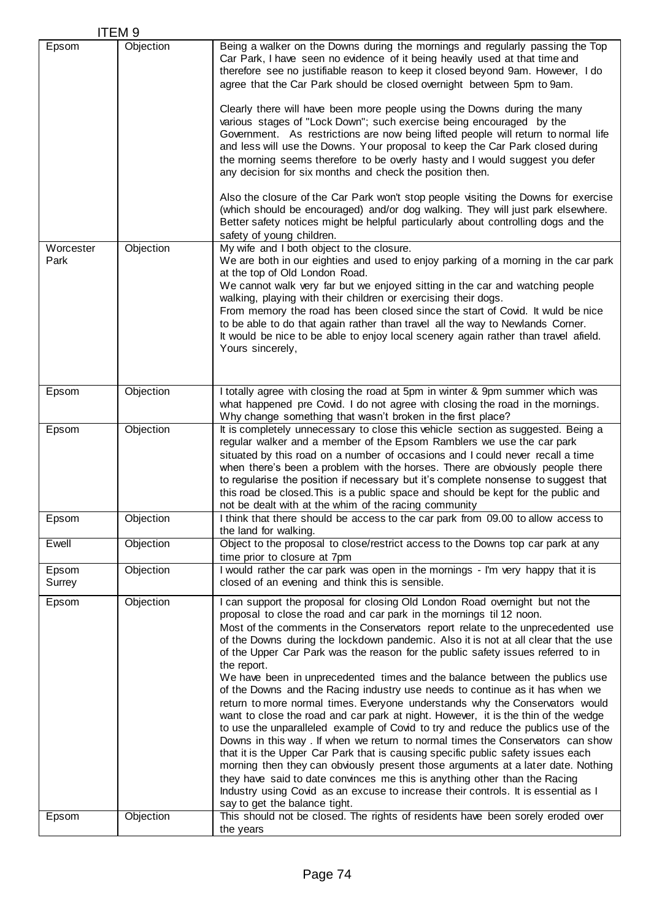ITEM 9

| | | |
|---|---|---|
| Epsom | Objection | Being a walker on the Downs during the mornings and regularly passing the Top Car Park, I have seen no evidence of it being heavily used at that time and therefore see no justifiable reason to keep it closed beyond 9am. However, I do agree that the Car Park should be closed overnight between 5pm to 9am.<br><br>Clearly there will have been more people using the Downs during the many various stages of "Lock Down"; such exercise being encouraged by the Government. As restrictions are now being lifted people will return to normal life and less will use the Downs. Your proposal to keep the Car Park closed during the morning seems therefore to be overly hasty and I would suggest you defer any decision for six months and check the position then.<br><br>Also the closure of the Car Park won't stop people visiting the Downs for exercise (which should be encouraged) and/or dog walking. They will just park elsewhere. Better safety notices might be helpful particularly about controlling dogs and the safety of young children. |
| Worcester Park | Objection | My wife and I both object to the closure.<br>We are both in our eighties and used to enjoy parking of a morning in the car park at the top of Old London Road.<br>We cannot walk very far but we enjoyed sitting in the car and watching people walking, playing with their children or exercising their dogs.<br>From memory the road has been closed since the start of Covid. It wuld be nice to be able to do that again rather than travel all the way to Newlands Corner.<br>It would be nice to be able to enjoy local scenery again rather than travel afield.<br>Yours sincerely, |
| Epsom | Objection | I totally agree with closing the road at 5pm in winter & 9pm summer which was what happened pre Covid. I do not agree with closing the road in the mornings. Why change something that wasn't broken in the first place? |
| Epsom | Objection | It is completely unnecessary to close this vehicle section as suggested. Being a regular walker and a member of the Epsom Ramblers we use the car park situated by this road on a number of occasions and I could never recall a time when there's been a problem with the horses. There are obviously people there to regularise the position if necessary but it's complete nonsense to suggest that this road be closed.This is a public space and should be kept for the public and not be dealt with at the whim of the racing community |
| Epsom | Objection | I think that there should be access to the car park from 09.00 to allow access to the land for walking. |
| Ewell | Objection | Object to the proposal to close/restrict access to the Downs top car park at any time prior to closure at 7pm |
| Epsom Surrey | Objection | I would rather the car park was open in the mornings - I'm very happy that it is closed of an evening and think this is sensible. |
| Epsom | Objection | I can support the proposal for closing Old London Road overnight but not the proposal to close the road and car park in the mornings til 12 noon.<br>Most of the comments in the Conservators report relate to the unprecedented use of the Downs during the lockdown pandemic. Also it is not at all clear that the use of the Upper Car Park was the reason for the public safety issues referred to in the report.<br>We have been in unprecedented times and the balance between the publics use of the Downs and the Racing industry use needs to continue as it has when we return to more normal times. Everyone understands why the Conservators would want to close the road and car park at night. However, it is the thin of the wedge to use the unparalleled example of Covid to try and reduce the publics use of the Downs in this way . If when we return to normal times the Conservators can show that it is the Upper Car Park that is causing specific public safety issues each morning then they can obviously present those arguments at a later date. Nothing they have said to date convinces me this is anything other than the Racing Industry using Covid as an excuse to increase their controls. It is essential as I say to get the balance tight. |
| Epsom | Objection | This should not be closed. The rights of residents have been sorely eroded over the years |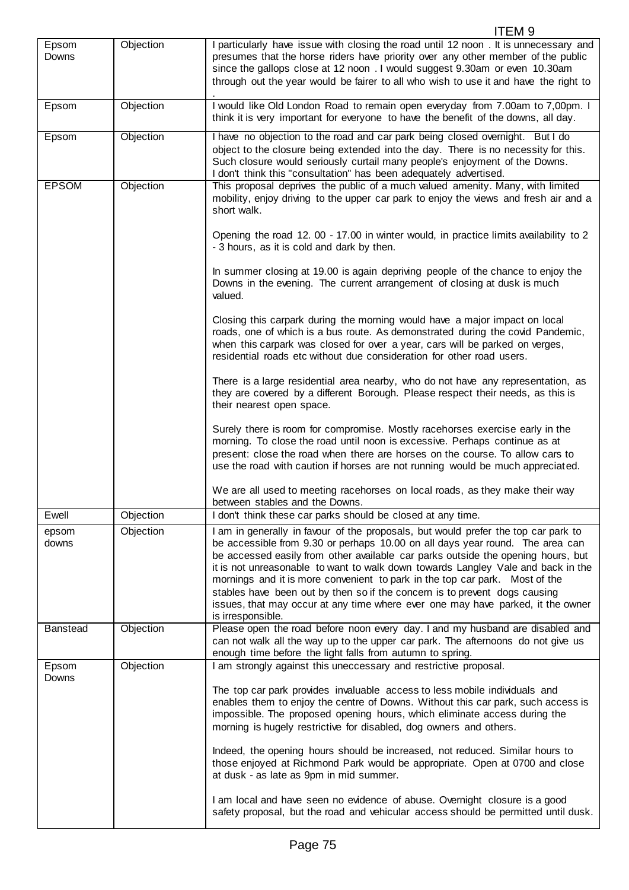ITEM 9

| | | |
|---|---|---|
| Epsom Downs | Objection | I particularly have issue with closing the road until 12 noon . It is unnecessary and presumes that the horse riders have priority over any other member of the public since the gallops close at 12 noon . I would suggest 9.30am or even 10.30am through out the year would be fairer to all who wish to use it and have the right to . |
| Epsom | Objection | I would like Old London Road to remain open everyday from 7.00am to 7,00pm. I think it is very important for everyone to have the benefit of the downs, all day. |
| Epsom | Objection | I have no objection to the road and car park being closed overnight. But I do object to the closure being extended into the day. There is no necessity for this. Such closure would seriously curtail many people's enjoyment of the Downs. I don't think this "consultation" has been adequately advertised. |
| EPSOM | Objection | This proposal deprives the public of a much valued amenity. Many, with limited mobility, enjoy driving to the upper car park to enjoy the views and fresh air and a short walk.<br><br>Opening the road 12. 00 - 17.00 in winter would, in practice limits availability to 2 - 3 hours, as it is cold and dark by then.<br><br>In summer closing at 19.00 is again depriving people of the chance to enjoy the Downs in the evening. The current arrangement of closing at dusk is much valued.<br><br>Closing this carpark during the morning would have a major impact on local roads, one of which is a bus route. As demonstrated during the covid Pandemic, when this carpark was closed for over a year, cars will be parked on verges, residential roads etc without due consideration for other road users.<br><br>There is a large residential area nearby, who do not have any representation, as they are covered by a different Borough. Please respect their needs, as this is their nearest open space.<br><br>Surely there is room for compromise. Mostly racehorses exercise early in the morning. To close the road until noon is excessive. Perhaps continue as at present: close the road when there are horses on the course. To allow cars to use the road with caution if horses are not running would be much appreciated.<br><br>We are all used to meeting racehorses on local roads, as they make their way between stables and the Downs. |
| Ewell | Objection | I don't think these car parks should be closed at any time. |
| epsom downs | Objection | I am in generally in favour of the proposals, but would prefer the top car park to be accessible from 9.30 or perhaps 10.00 on all days year round. The area can be accessed easily from other available car parks outside the opening hours, but it is not unreasonable to want to walk down towards Langley Vale and back in the mornings and it is more convenient to park in the top car park. Most of the stables have been out by then so if the concern is to prevent dogs causing issues, that may occur at any time where ever one may have parked, it the owner is irresponsible. |
| Banstead | Objection | Please open the road before noon every day. I and my husband are disabled and can not walk all the way up to the upper car park. The afternoons do not give us enough time before the light falls from autumn to spring. |
| Epsom Downs | Objection | I am strongly against this uneccessary and restrictive proposal.<br><br>The top car park provides invaluable access to less mobile individuals and enables them to enjoy the centre of Downs. Without this car park, such access is impossible. The proposed opening hours, which eliminate access during the morning is hugely restrictive for disabled, dog owners and others.<br><br>Indeed, the opening hours should be increased, not reduced. Similar hours to those enjoyed at Richmond Park would be appropriate. Open at 0700 and close at dusk - as late as 9pm in mid summer.<br><br>I am local and have seen no evidence of abuse. Overnight closure is a good safety proposal, but the road and vehicular access should be permitted until dusk. |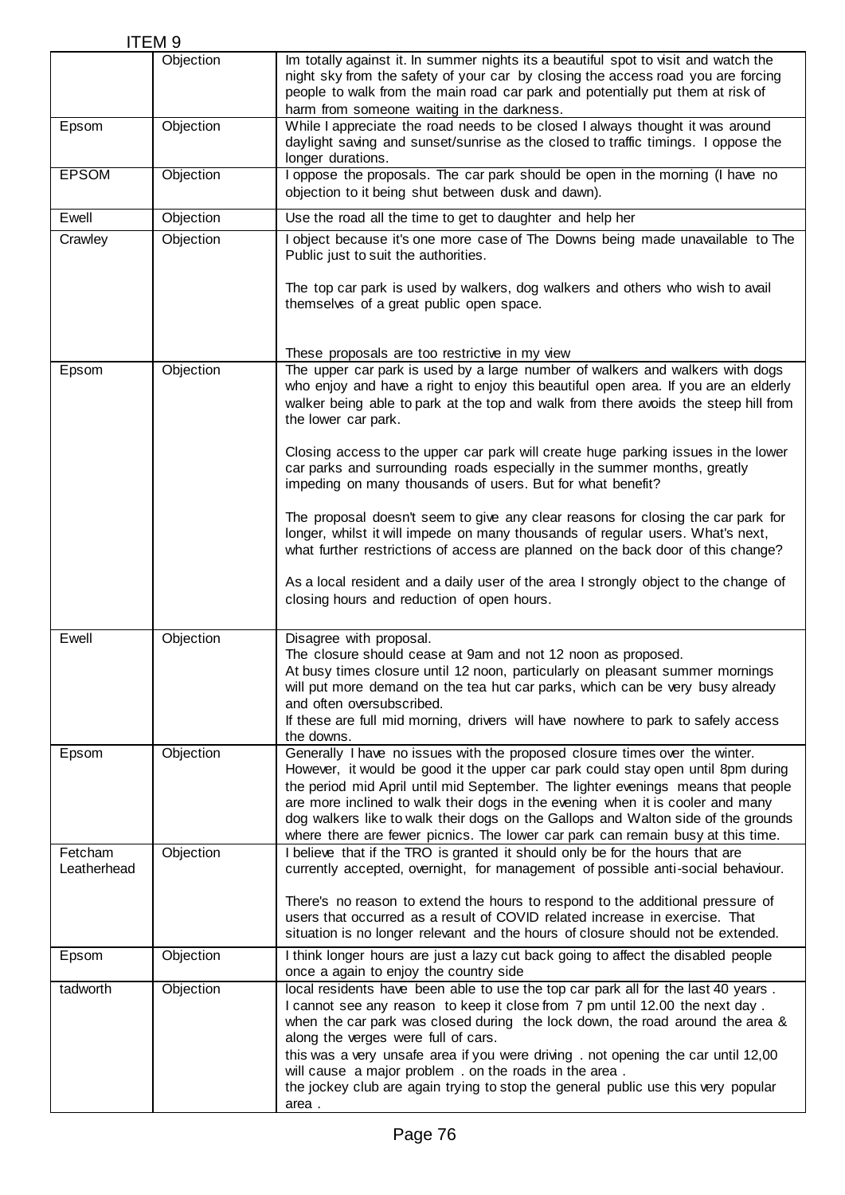ITEM 9

| | | |
|---|---|---|
| | Objection | Im totally against it. In summer nights its a beautiful spot to visit and watch the night sky from the safety of your car by closing the access road you are forcing people to walk from the main road car park and potentially put them at risk of harm from someone waiting in the darkness. |
| Epsom | Objection | While I appreciate the road needs to be closed I always thought it was around daylight saving and sunset/sunrise as the closed to traffic timings. I oppose the longer durations. |
| EPSOM | Objection | I oppose the proposals. The car park should be open in the morning (I have no objection to it being shut between dusk and dawn). |
| Ewell | Objection | Use the road all the time to get to daughter and help her |
| Crawley | Objection | I object because it's one more case of The Downs being made unavailable to The Public just to suit the authorities.<br><br>The top car park is used by walkers, dog walkers and others who wish to avail themselves of a great public open space.<br><br>These proposals are too restrictive in my view |
| Epsom | Objection | The upper car park is used by a large number of walkers and walkers with dogs who enjoy and have a right to enjoy this beautiful open area. If you are an elderly walker being able to park at the top and walk from there avoids the steep hill from the lower car park.<br><br>Closing access to the upper car park will create huge parking issues in the lower car parks and surrounding roads especially in the summer months, greatly impeding on many thousands of users. But for what benefit?<br><br>The proposal doesn't seem to give any clear reasons for closing the car park for longer, whilst it will impede on many thousands of regular users. What's next, what further restrictions of access are planned on the back door of this change?<br><br>As a local resident and a daily user of the area I strongly object to the change of closing hours and reduction of open hours. |
| Ewell | Objection | Disagree with proposal.<br>The closure should cease at 9am and not 12 noon as proposed.<br>At busy times closure until 12 noon, particularly on pleasant summer mornings will put more demand on the tea hut car parks, which can be very busy already and often oversubscribed.<br>If these are full mid morning, drivers will have nowhere to park to safely access the downs. |
| Epsom | Objection | Generally I have no issues with the proposed closure times over the winter. However, it would be good it the upper car park could stay open until 8pm during the period mid April until mid September. The lighter evenings means that people are more inclined to walk their dogs in the evening when it is cooler and many dog walkers like to walk their dogs on the Gallops and Walton side of the grounds where there are fewer picnics. The lower car park can remain busy at this time. |
| Fetcham Leatherhead | Objection | I believe that if the TRO is granted it should only be for the hours that are currently accepted, overnight, for management of possible anti-social behaviour.<br><br>There's no reason to extend the hours to respond to the additional pressure of users that occurred as a result of COVID related increase in exercise. That situation is no longer relevant and the hours of closure should not be extended. |
| Epsom | Objection | I think longer hours are just a lazy cut back going to affect the disabled people once a again to enjoy the country side |
| tadworth | Objection | local residents have been able to use the top car park all for the last 40 years .<br>I cannot see any reason to keep it close from 7 pm until 12.00 the next day .<br>when the car park was closed during the lock down, the road around the area & along the verges were full of cars.<br>this was a very unsafe area if you were driving . not opening the car until 12,00 will cause a major problem . on the roads in the area .<br>the jockey club are again trying to stop the general public use this very popular area . |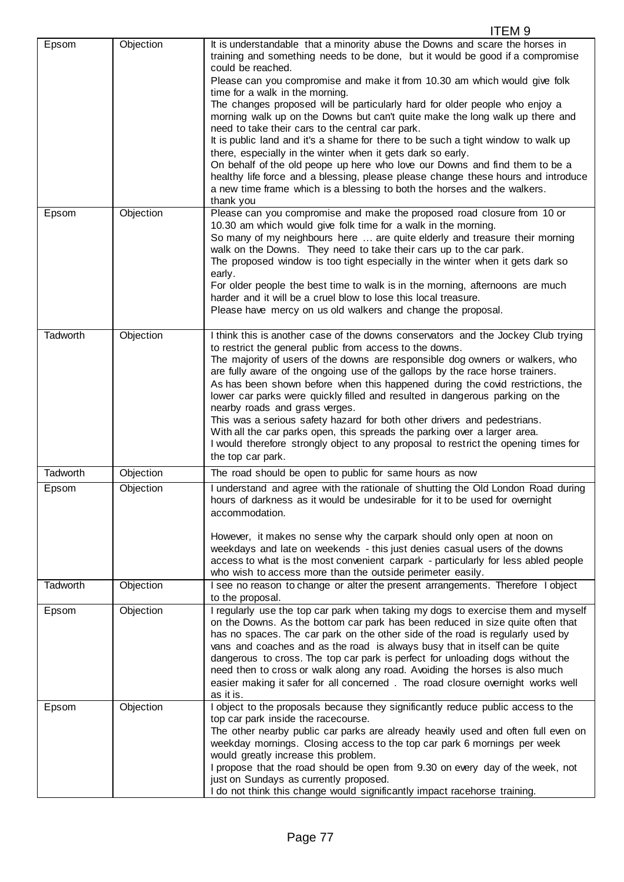ITEM 9

| Epsom | Objection | It is understandable that a minority abuse the Downs and scare the horses in training and something needs to be done, but it would be good if a compromise could be reached.<br>Please can you compromise and make it from 10.30 am which would give folk time for a walk in the morning.<br>The changes proposed will be particularly hard for older people who enjoy a morning walk up on the Downs but can't quite make the long walk up there and need to take their cars to the central car park.<br>It is public land and it's a shame for there to be such a tight window to walk up there, especially in the winter when it gets dark so early.<br>On behalf of the old peope up here who love our Downs and find them to be a healthy life force and a blessing, please please change these hours and introduce a new time frame which is a blessing to both the horses and the walkers.<br>thank you |
|---|---|---|
| Epsom | Objection | Please can you compromise and make the proposed road closure from 10 or 10.30 am which would give folk time for a walk in the morning.<br>So many of my neighbours here … are quite elderly and treasure their morning walk on the Downs. They need to take their cars up to the car park.<br>The proposed window is too tight especially in the winter when it gets dark so early.<br>For older people the best time to walk is in the morning, afternoons are much harder and it will be a cruel blow to lose this local treasure.<br>Please have mercy on us old walkers and change the proposal. |
| Tadworth | Objection | I think this is another case of the downs conservators and the Jockey Club trying to restrict the general public from access to the downs.<br>The majority of users of the downs are responsible dog owners or walkers, who are fully aware of the ongoing use of the gallops by the race horse trainers.<br>As has been shown before when this happened during the covid restrictions, the lower car parks were quickly filled and resulted in dangerous parking on the nearby roads and grass verges.<br>This was a serious safety hazard for both other drivers and pedestrians.<br>With all the car parks open, this spreads the parking over a larger area.<br>I would therefore strongly object to any proposal to restrict the opening times for the top car park. |
| Tadworth | Objection | The road should be open to public for same hours as now |
| Epsom | Objection | I understand and agree with the rationale of shutting the Old London Road during hours of darkness as it would be undesirable for it to be used for overnight accommodation.<br><br>However, it makes no sense why the carpark should only open at noon on weekdays and late on weekends - this just denies casual users of the downs access to what is the most convenient carpark - particularly for less abled people who wish to access more than the outside perimeter easily. |
| Tadworth | Objection | I see no reason to change or alter the present arrangements. Therefore I object to the proposal. |
| Epsom | Objection | I regularly use the top car park when taking my dogs to exercise them and myself on the Downs. As the bottom car park has been reduced in size quite often that has no spaces. The car park on the other side of the road is regularly used by vans and coaches and as the road is always busy that in itself can be quite dangerous to cross. The top car park is perfect for unloading dogs without the need then to cross or walk along any road. Avoiding the horses is also much easier making it safer for all concerned . The road closure overnight works well as it is. |
| Epsom | Objection | I object to the proposals because they significantly reduce public access to the top car park inside the racecourse.<br>The other nearby public car parks are already heavily used and often full even on weekday mornings. Closing access to the top car park 6 mornings per week would greatly increase this problem.<br>I propose that the road should be open from 9.30 on every day of the week, not just on Sundays as currently proposed.<br>I do not think this change would significantly impact racehorse training. |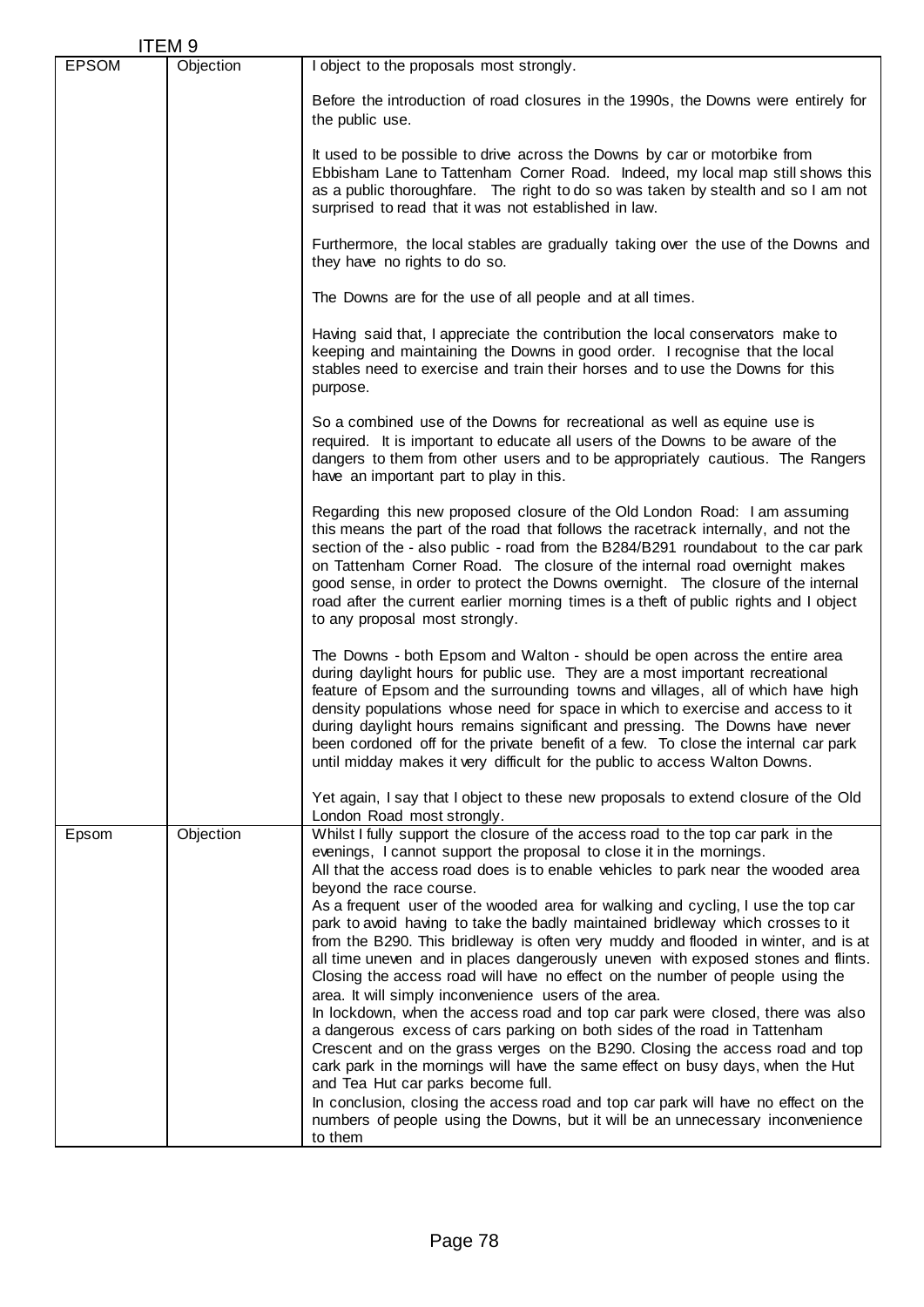ITEM 9

| | | |
|---|---|---|
| EPSOM | Objection | I object to the proposals most strongly.<br><br>Before the introduction of road closures in the 1990s, the Downs were entirely for the public use.<br><br>It used to be possible to drive across the Downs by car or motorbike from Ebbisham Lane to Tattenham Corner Road. Indeed, my local map still shows this as a public thoroughfare. The right to do so was taken by stealth and so I am not surprised to read that it was not established in law.<br><br>Furthermore, the local stables are gradually taking over the use of the Downs and they have no rights to do so.<br><br>The Downs are for the use of all people and at all times.<br><br>Having said that, I appreciate the contribution the local conservators make to keeping and maintaining the Downs in good order. I recognise that the local stables need to exercise and train their horses and to use the Downs for this purpose.<br><br>So a combined use of the Downs for recreational as well as equine use is required. It is important to educate all users of the Downs to be aware of the dangers to them from other users and to be appropriately cautious. The Rangers have an important part to play in this.<br><br>Regarding this new proposed closure of the Old London Road: I am assuming this means the part of the road that follows the racetrack internally, and not the section of the - also public - road from the B284/B291 roundabout to the car park on Tattenham Corner Road. The closure of the internal road overnight makes good sense, in order to protect the Downs overnight. The closure of the internal road after the current earlier morning times is a theft of public rights and I object to any proposal most strongly.<br><br>The Downs - both Epsom and Walton - should be open across the entire area during daylight hours for public use. They are a most important recreational feature of Epsom and the surrounding towns and villages, all of which have high density populations whose need for space in which to exercise and access to it during daylight hours remains significant and pressing. The Downs have never been cordoned off for the private benefit of a few. To close the internal car park until midday makes it very difficult for the public to access Walton Downs.<br><br>Yet again, I say that I object to these new proposals to extend closure of the Old London Road most strongly. |
| Epsom | Objection | Whilst I fully support the closure of the access road to the top car park in the evenings, I cannot support the proposal to close it in the mornings.<br>All that the access road does is to enable vehicles to park near the wooded area beyond the race course.<br>As a frequent user of the wooded area for walking and cycling, I use the top car park to avoid having to take the badly maintained bridleway which crosses to it from the B290. This bridleway is often very muddy and flooded in winter, and is at all time uneven and in places dangerously uneven with exposed stones and flints.<br>Closing the access road will have no effect on the number of people using the area. It will simply inconvenience users of the area.<br>In lockdown, when the access road and top car park were closed, there was also a dangerous excess of cars parking on both sides of the road in Tattenham Crescent and on the grass verges on the B290. Closing the access road and top cark park in the mornings will have the same effect on busy days, when the Hut and Tea Hut car parks become full.<br>In conclusion, closing the access road and top car park will have no effect on the numbers of people using the Downs, but it will be an unnecessary inconvenience to them |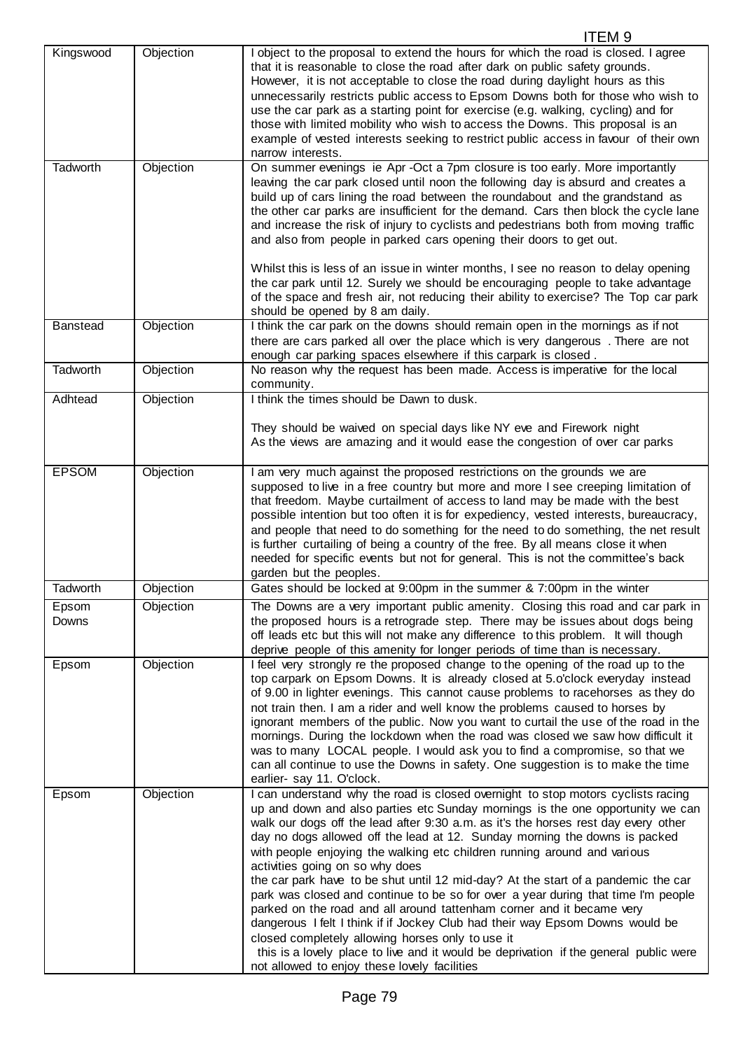ITEM 9

| | | |
|---|---|---|
| Kingswood | Objection | I object to the proposal to extend the hours for which the road is closed. I agree that it is reasonable to close the road after dark on public safety grounds. However, it is not acceptable to close the road during daylight hours as this unnecessarily restricts public access to Epsom Downs both for those who wish to use the car park as a starting point for exercise (e.g. walking, cycling) and for those with limited mobility who wish to access the Downs. This proposal is an example of vested interests seeking to restrict public access in favour of their own narrow interests. |
| Tadworth | Objection | On summer evenings ie Apr -Oct a 7pm closure is too early. More importantly leaving the car park closed until noon the following day is absurd and creates a build up of cars lining the road between the roundabout and the grandstand as the other car parks are insufficient for the demand. Cars then block the cycle lane and increase the risk of injury to cyclists and pedestrians both from moving traffic and also from people in parked cars opening their doors to get out.<br><br>Whilst this is less of an issue in winter months, I see no reason to delay opening the car park until 12. Surely we should be encouraging people to take advantage of the space and fresh air, not reducing their ability to exercise? The Top car park should be opened by 8 am daily. |
| Banstead | Objection | I think the car park on the downs should remain open in the mornings as if not there are cars parked all over the place which is very dangerous . There are not enough car parking spaces elsewhere if this carpark is closed . |
| Tadworth | Objection | No reason why the request has been made. Access is imperative for the local community. |
| Adhtead | Objection | I think the times should be Dawn to dusk.<br><br>They should be waived on special days like NY eve and Firework night<br>As the views are amazing and it would ease the congestion of over car parks |
| EPSOM | Objection | I am very much against the proposed restrictions on the grounds we are supposed to live in a free country but more and more I see creeping limitation of that freedom. Maybe curtailment of access to land may be made with the best possible intention but too often it is for expediency, vested interests, bureaucracy, and people that need to do something for the need to do something, the net result is further curtailing of being a country of the free. By all means close it when needed for specific events but not for general. This is not the committee's back garden but the peoples. |
| Tadworth | Objection | Gates should be locked at 9:00pm in the summer & 7:00pm in the winter |
| Epsom Downs | Objection | The Downs are a very important public amenity. Closing this road and car park in the proposed hours is a retrograde step. There may be issues about dogs being off leads etc but this will not make any difference to this problem. It will though deprive people of this amenity for longer periods of time than is necessary. |
| Epsom | Objection | I feel very strongly re the proposed change to the opening of the road up to the top carpark on Epsom Downs. It is already closed at 5.o'clock everyday instead of 9.00 in lighter evenings. This cannot cause problems to racehorses as they do not train then. I am a rider and well know the problems caused to horses by ignorant members of the public. Now you want to curtail the use of the road in the mornings. During the lockdown when the road was closed we saw how difficult it was to many LOCAL people. I would ask you to find a compromise, so that we can all continue to use the Downs in safety. One suggestion is to make the time earlier- say 11. O'clock. |
| Epsom | Objection | I can understand why the road is closed overnight to stop motors cyclists racing up and down and also parties etc Sunday mornings is the one opportunity we can walk our dogs off the lead after 9:30 a.m. as it's the horses rest day every other day no dogs allowed off the lead at 12. Sunday morning the downs is packed with people enjoying the walking etc children running around and various activities going on so why does<br>the car park have to be shut until 12 mid-day? At the start of a pandemic the car park was closed and continue to be so for over a year during that time I'm people parked on the road and all around tattenham corner and it became very dangerous I felt I think if if Jockey Club had their way Epsom Downs would be closed completely allowing horses only to use it<br>this is a lovely place to live and it would be deprivation if the general public were not allowed to enjoy these lovely facilities |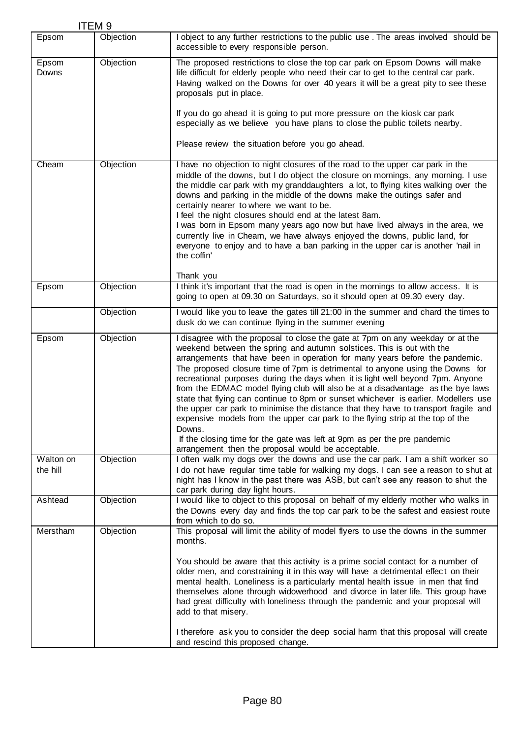ITEM 9

| | | |
|---|---|---|
| Epsom | Objection | I object to any further restrictions to the public use . The areas involved should be accessible to every responsible person. |
| Epsom Downs | Objection | The proposed restrictions to close the top car park on Epsom Downs will make life difficult for elderly people who need their car to get to the central car park. Having walked on the Downs for over 40 years it will be a great pity to see these proposals put in place.<br><br>If you do go ahead it is going to put more pressure on the kiosk car park especially as we believe you have plans to close the public toilets nearby.<br><br>Please review the situation before you go ahead. |
| Cheam | Objection | I have no objection to night closures of the road to the upper car park in the middle of the downs, but I do object the closure on mornings, any morning. I use the middle car park with my granddaughters a lot, to flying kites walking over the downs and parking in the middle of the downs make the outings safer and certainly nearer to where we want to be.<br>I feel the night closures should end at the latest 8am.<br>I was born in Epsom many years ago now but have lived always in the area, we currently live in Cheam, we have always enjoyed the downs, public land, for everyone to enjoy and to have a ban parking in the upper car is another 'nail in the coffin'<br><br>Thank you |
| Epsom | Objection | I think it's important that the road is open in the mornings to allow access. It is going to open at 09.30 on Saturdays, so it should open at 09.30 every day. |
| | Objection | I would like you to leave the gates till 21:00 in the summer and chard the times to dusk do we can continue flying in the summer evening |
| Epsom | Objection | I disagree with the proposal to close the gate at 7pm on any weekday or at the weekend between the spring and autumn solstices. This is out with the arrangements that have been in operation for many years before the pandemic. The proposed closure time of 7pm is detrimental to anyone using the Downs for recreational purposes during the days when it is light well beyond 7pm. Anyone from the EDMAC model flying club will also be at a disadvantage as the bye laws state that flying can continue to 8pm or sunset whichever is earlier. Modellers use the upper car park to minimise the distance that they have to transport fragile and expensive models from the upper car park to the flying strip at the top of the Downs.<br>If the closing time for the gate was left at 9pm as per the pre pandemic arrangement then the proposal would be acceptable. |
| Walton on the hill | Objection | I often walk my dogs over the downs and use the car park. I am a shift worker so I do not have regular time table for walking my dogs. I can see a reason to shut at night has I know in the past there was ASB, but can't see any reason to shut the car park during day light hours. |
| Ashtead | Objection | I would like to object to this proposal on behalf of my elderly mother who walks in the Downs every day and finds the top car park to be the safest and easiest route from which to do so. |
| Merstham | Objection | This proposal will limit the ability of model flyers to use the downs in the summer months.<br><br>You should be aware that this activity is a prime social contact for a number of older men, and constraining it in this way will have a detrimental effect on their mental health. Loneliness is a particularly mental health issue in men that find themselves alone through widowerhood and divorce in later life. This group have had great difficulty with loneliness through the pandemic and your proposal will add to that misery.<br><br>I therefore ask you to consider the deep social harm that this proposal will create and rescind this proposed change. |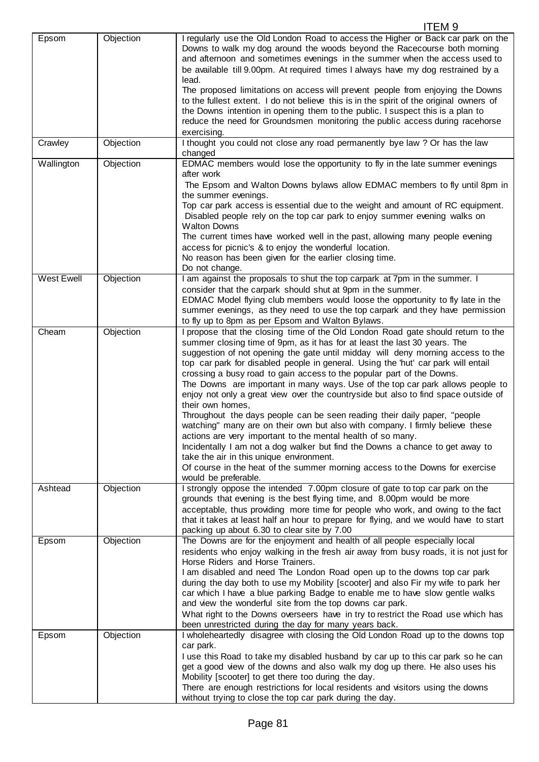ITEM 9

| | | |
|---|---|---|
| Epsom | Objection | I regularly use the Old London Road to access the Higher or Back car park on the Downs to walk my dog around the woods beyond the Racecourse both morning and afternoon and sometimes evenings in the summer when the access used to be available till 9.00pm. At required times I always have my dog restrained by a lead.<br>The proposed limitations on access will prevent people from enjoying the Downs to the fullest extent. I do not believe this is in the spirit of the original owners of the Downs intention in opening them to the public. I suspect this is a plan to reduce the need for Groundsmen monitoring the public access during racehorse exercising. |
| Crawley | Objection | I thought you could not close any road permanently bye law ? Or has the law changed |
| Wallington | Objection | EDMAC members would lose the opportunity to fly in the late summer evenings after work<br>The Epsom and Walton Downs bylaws allow EDMAC members to fly until 8pm in the summer evenings.<br>Top car park access is essential due to the weight and amount of RC equipment.<br>Disabled people rely on the top car park to enjoy summer evening walks on Walton Downs<br>The current times have worked well in the past, allowing many people evening access for picnic's & to enjoy the wonderful location.<br>No reason has been given for the earlier closing time.<br>Do not change. |
| West Ewell | Objection | I am against the proposals to shut the top carpark at 7pm in the summer. I consider that the carpark should shut at 9pm in the summer.<br>EDMAC Model flying club members would loose the opportunity to fly late in the summer evenings, as they need to use the top carpark and they have permission to fly up to 8pm as per Epsom and Walton Bylaws. |
| Cheam | Objection | I propose that the closing time of the Old London Road gate should return to the summer closing time of 9pm, as it has for at least the last 30 years. The suggestion of not opening the gate until midday will deny morning access to the top car park for disabled people in general. Using the 'hut' car park will entail crossing a busy road to gain access to the popular part of the Downs.<br>The Downs are important in many ways. Use of the top car park allows people to enjoy not only a great view over the countryside but also to find space outside of their own homes,<br>Throughout the days people can be seen reading their daily paper, "people watching" many are on their own but also with company. I firmly believe these actions are very important to the mental health of so many.<br>Incidentally I am not a dog walker but find the Downs a chance to get away to take the air in this unique environment.<br>Of course in the heat of the summer morning access to the Downs for exercise would be preferable. |
| Ashtead | Objection | I strongly oppose the intended 7.00pm closure of gate to top car park on the grounds that evening is the best flying time, and 8.00pm would be more acceptable, thus providing more time for people who work, and owing to the fact that it takes at least half an hour to prepare for flying, and we would have to start packing up about 6.30 to clear site by 7.00 |
| Epsom | Objection | The Downs are for the enjoyment and health of all people especially local residents who enjoy walking in the fresh air away from busy roads, it is not just for Horse Riders and Horse Trainers.<br>I am disabled and need The London Road open up to the downs top car park during the day both to use my Mobility [scooter] and also Fir my wife to park her car which I have a blue parking Badge to enable me to have slow gentle walks and view the wonderful site from the top downs car park.<br>What right to the Downs overseers have in try to restrict the Road use which has been unrestricted during the day for many years back. |
| Epsom | Objection | I wholeheartedly disagree with closing the Old London Road up to the downs top car park.<br>I use this Road to take my disabled husband by car up to this car park so he can get a good view of the downs and also walk my dog up there. He also uses his Mobility [scooter] to get there too during the day.<br>There are enough restrictions for local residents and visitors using the downs without trying to close the top car park during the day. |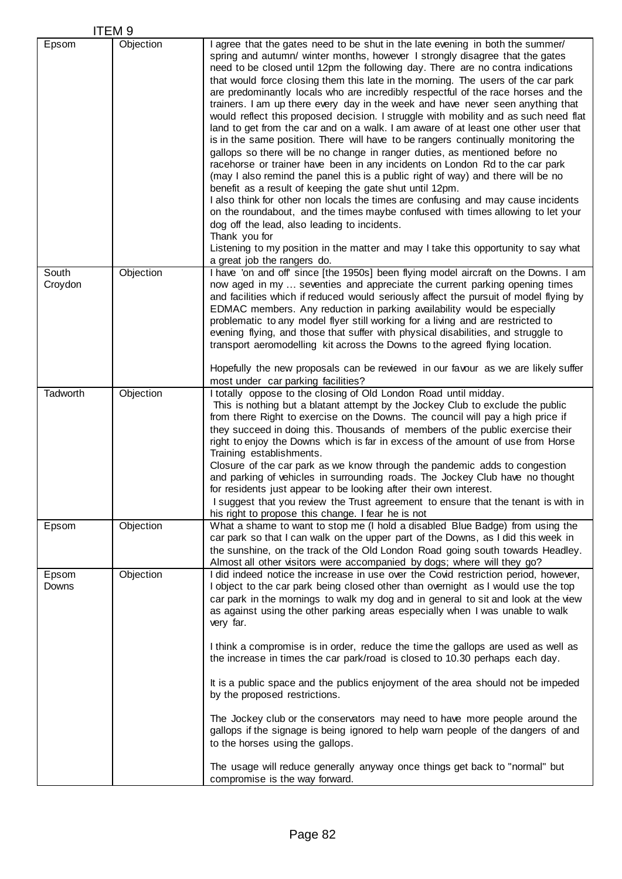ITEM 9

| | | |
|---|---|---|
| Epsom | Objection | I agree that the gates need to be shut in the late evening in both the summer/ spring and autumn/ winter months, however I strongly disagree that the gates need to be closed until 12pm the following day. There are no contra indications that would force closing them this late in the morning. The users of the car park are predominantly locals who are incredibly respectful of the race horses and the trainers. I am up there every day in the week and have never seen anything that would reflect this proposed decision. I struggle with mobility and as such need flat land to get from the car and on a walk. I am aware of at least one other user that is in the same position. There will have to be rangers continually monitoring the gallops so there will be no change in ranger duties, as mentioned before no racehorse or trainer have been in any incidents on London Rd to the car park (may I also remind the panel this is a public right of way) and there will be no benefit as a result of keeping the gate shut until 12pm.<br>I also think for other non locals the times are confusing and may cause incidents on the roundabout, and the times maybe confused with times allowing to let your dog off the lead, also leading to incidents.<br>Thank you for<br>Listening to my position in the matter and may I take this opportunity to say what a great job the rangers do. |
| South Croydon | Objection | I have 'on and off' since [the 1950s] been flying model aircraft on the Downs. I am now aged in my … seventies and appreciate the current parking opening times and facilities which if reduced would seriously affect the pursuit of model flying by EDMAC members. Any reduction in parking availability would be especially problematic to any model flyer still working for a living and are restricted to evening flying, and those that suffer with physical disabilities, and struggle to transport aeromodelling kit across the Downs to the agreed flying location.<br><br>Hopefully the new proposals can be reviewed in our favour as we are likely suffer most under car parking facilities? |
| Tadworth | Objection | I totally oppose to the closing of Old London Road until midday.<br>This is nothing but a blatant attempt by the Jockey Club to exclude the public from there Right to exercise on the Downs. The council will pay a high price if they succeed in doing this. Thousands of members of the public exercise their right to enjoy the Downs which is far in excess of the amount of use from Horse Training establishments.<br>Closure of the car park as we know through the pandemic adds to congestion and parking of vehicles in surrounding roads. The Jockey Club have no thought for residents just appear to be looking after their own interest.<br>I suggest that you review the Trust agreement to ensure that the tenant is with in his right to propose this change. I fear he is not |
| Epsom | Objection | What a shame to want to stop me (I hold a disabled Blue Badge) from using the car park so that I can walk on the upper part of the Downs, as I did this week in the sunshine, on the track of the Old London Road going south towards Headley. Almost all other visitors were accompanied by dogs; where will they go? |
| Epsom Downs | Objection | I did indeed notice the increase in use over the Covid restriction period, however, I object to the car park being closed other than overnight as I would use the top car park in the mornings to walk my dog and in general to sit and look at the view as against using the other parking areas especially when I was unable to walk very far.<br><br>I think a compromise is in order, reduce the time the gallops are used as well as the increase in times the car park/road is closed to 10.30 perhaps each day.<br><br>It is a public space and the publics enjoyment of the area should not be impeded by the proposed restrictions.<br><br>The Jockey club or the conservators may need to have more people around the gallops if the signage is being ignored to help warn people of the dangers of and to the horses using the gallops.<br><br>The usage will reduce generally anyway once things get back to "normal" but compromise is the way forward. |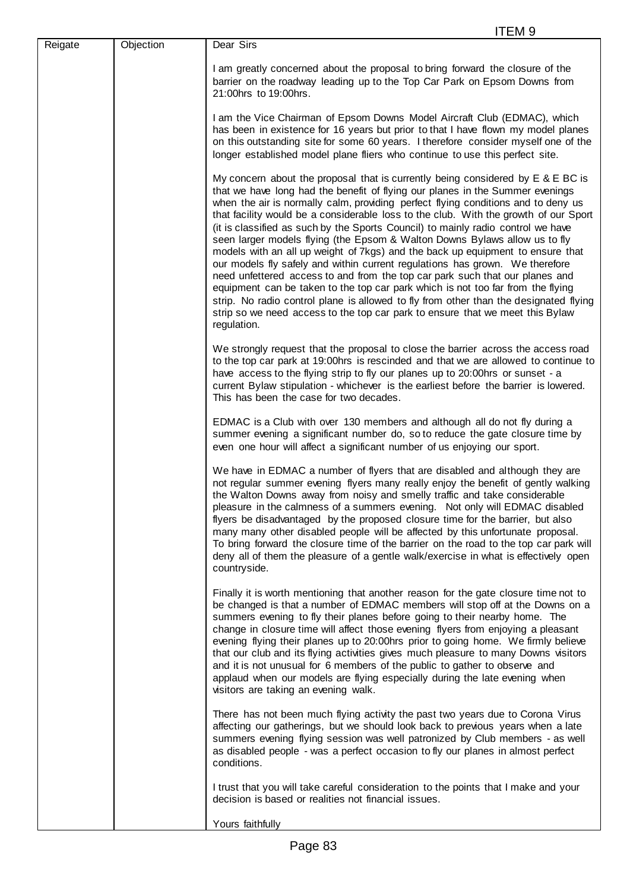ITEM 9

| Reigate | Objection | Dear Sirs<br><br>I am greatly concerned about the proposal to bring forward the closure of the barrier on the roadway leading up to the Top Car Park on Epsom Downs from 21:00hrs to 19:00hrs.<br><br>I am the Vice Chairman of Epsom Downs Model Aircraft Club (EDMAC), which has been in existence for 16 years but prior to that I have flown my model planes on this outstanding site for some 60 years. I therefore consider myself one of the longer established model plane fliers who continue to use this perfect site.<br><br>My concern about the proposal that is currently being considered by E & E BC is that we have long had the benefit of flying our planes in the Summer evenings when the air is normally calm, providing perfect flying conditions and to deny us that facility would be a considerable loss to the club. With the growth of our Sport (it is classified as such by the Sports Council) to mainly radio control we have seen larger models flying (the Epsom & Walton Downs Bylaws allow us to fly models with an all up weight of 7kgs) and the back up equipment to ensure that our models fly safely and within current regulations has grown. We therefore need unfettered access to and from the top car park such that our planes and equipment can be taken to the top car park which is not too far from the flying strip. No radio control plane is allowed to fly from other than the designated flying strip so we need access to the top car park to ensure that we meet this Bylaw regulation.<br><br>We strongly request that the proposal to close the barrier across the access road to the top car park at 19:00hrs is rescinded and that we are allowed to continue to have access to the flying strip to fly our planes up to 20:00hrs or sunset - a current Bylaw stipulation - whichever is the earliest before the barrier is lowered. This has been the case for two decades.<br><br>EDMAC is a Club with over 130 members and although all do not fly during a summer evening a significant number do, so to reduce the gate closure time by even one hour will affect a significant number of us enjoying our sport.<br><br>We have in EDMAC a number of flyers that are disabled and although they are not regular summer evening flyers many really enjoy the benefit of gently walking the Walton Downs away from noisy and smelly traffic and take considerable pleasure in the calmness of a summers evening. Not only will EDMAC disabled flyers be disadvantaged by the proposed closure time for the barrier, but also many many other disabled people will be affected by this unfortunate proposal. To bring forward the closure time of the barrier on the road to the top car park will deny all of them the pleasure of a gentle walk/exercise in what is effectively open countryside.<br><br>Finally it is worth mentioning that another reason for the gate closure time not to be changed is that a number of EDMAC members will stop off at the Downs on a summers evening to fly their planes before going to their nearby home. The change in closure time will affect those evening flyers from enjoying a pleasant evening flying their planes up to 20:00hrs prior to going home. We firmly believe that our club and its flying activities gives much pleasure to many Downs visitors and it is not unusual for 6 members of the public to gather to observe and applaud when our models are flying especially during the late evening when visitors are taking an evening walk.<br><br>There has not been much flying activity the past two years due to Corona Virus affecting our gatherings, but we should look back to previous years when a late summers evening flying session was well patronized by Club members - as well as disabled people - was a perfect occasion to fly our planes in almost perfect conditions.<br><br>I trust that you will take careful consideration to the points that I make and your decision is based or realities not financial issues.<br><br>Yours faithfully |
|---|---|---|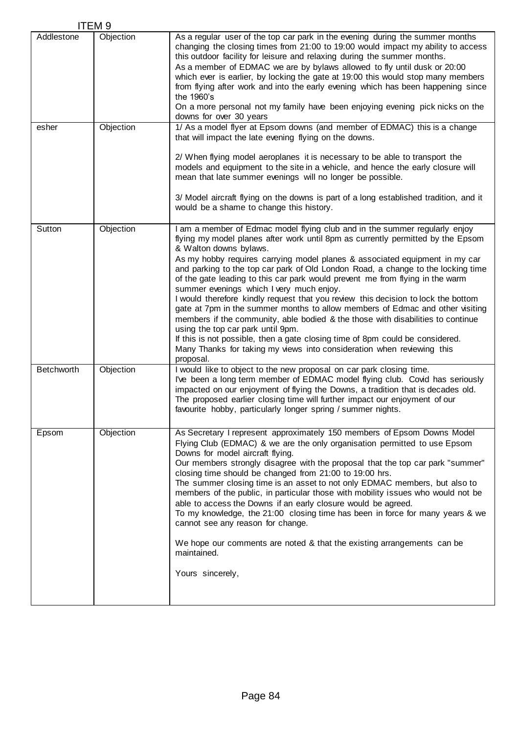ITEM 9

| Addlestone | Objection | As a regular user of the top car park in the evening during the summer months changing the closing times from 21:00 to 19:00 would impact my ability to access this outdoor facility for leisure and relaxing during the summer months.<br>As a member of EDMAC we are by bylaws allowed to fly until dusk or 20:00 which ever is earlier, by locking the gate at 19:00 this would stop many members from flying after work and into the early evening which has been happening since the 1960's<br>On a more personal not my family have been enjoying evening pick nicks on the downs for over 30 years |
|---|---|---|
| esher | Objection | 1/ As a model flyer at Epsom downs (and member of EDMAC) this is a change that will impact the late evening flying on the downs.<br><br>2/ When flying model aeroplanes it is necessary to be able to transport the models and equipment to the site in a vehicle, and hence the early closure will mean that late summer evenings will no longer be possible.<br><br>3/ Model aircraft flying on the downs is part of a long established tradition, and it would be a shame to change this history. |
| Sutton | Objection | I am a member of Edmac model flying club and in the summer regularly enjoy flying my model planes after work until 8pm as currently permitted by the Epsom & Walton downs bylaws.<br>As my hobby requires carrying model planes & associated equipment in my car and parking to the top car park of Old London Road, a change to the locking time of the gate leading to this car park would prevent me from flying in the warm summer evenings which I very much enjoy.<br>I would therefore kindly request that you review this decision to lock the bottom gate at 7pm in the summer months to allow members of Edmac and other visiting members if the community, able bodied & the those with disabilities to continue using the top car park until 9pm.<br>If this is not possible, then a gate closing time of 8pm could be considered.<br>Many Thanks for taking my views into consideration when reviewing this proposal. |
| Betchworth | Objection | I would like to object to the new proposal on car park closing time.<br>I've been a long term member of EDMAC model flying club. Covid has seriously impacted on our enjoyment of flying the Downs, a tradition that is decades old. The proposed earlier closing time will further impact our enjoyment of our favourite hobby, particularly longer spring / summer nights. |
| Epsom | Objection | As Secretary I represent approximately 150 members of Epsom Downs Model Flying Club (EDMAC) & we are the only organisation permitted to use Epsom Downs for model aircraft flying.<br>Our members strongly disagree with the proposal that the top car park "summer" closing time should be changed from 21:00 to 19:00 hrs.<br>The summer closing time is an asset to not only EDMAC members, but also to members of the public, in particular those with mobility issues who would not be able to access the Downs if an early closure would be agreed.<br>To my knowledge, the 21:00 closing time has been in force for many years & we cannot see any reason for change.<br><br>We hope our comments are noted & that the existing arrangements can be maintained.<br><br>Yours sincerely, |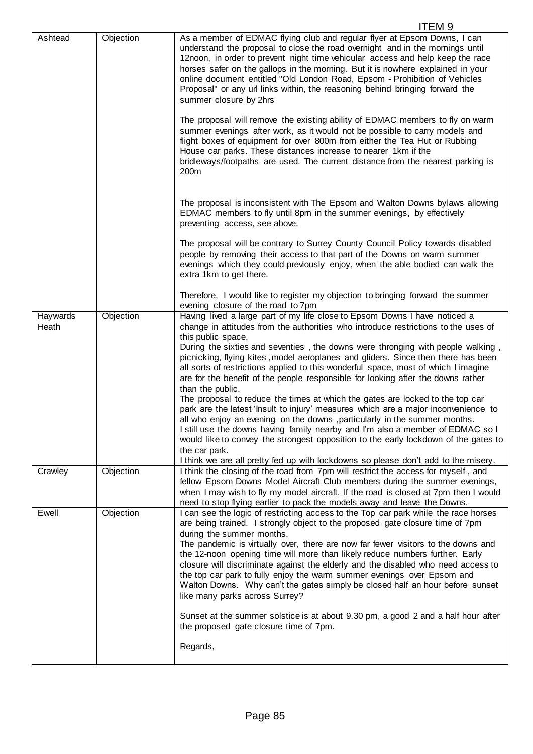ITEM 9

| | | |
|---|---|---|
| Ashtead | Objection | As a member of EDMAC flying club and regular flyer at Epsom Downs, I can understand the proposal to close the road overnight and in the mornings until 12noon, in order to prevent night time vehicular access and help keep the race horses safer on the gallops in the morning. But it is nowhere explained in your online document entitled "Old London Road, Epsom - Prohibition of Vehicles Proposal" or any url links within, the reasoning behind bringing forward the summer closure by 2hrs<br><br>The proposal will remove the existing ability of EDMAC members to fly on warm summer evenings after work, as it would not be possible to carry models and flight boxes of equipment for over 800m from either the Tea Hut or Rubbing House car parks. These distances increase to nearer 1km if the bridleways/footpaths are used. The current distance from the nearest parking is 200m<br><br>The proposal is inconsistent with The Epsom and Walton Downs bylaws allowing EDMAC members to fly until 8pm in the summer evenings, by effectively preventing access, see above.<br><br>The proposal will be contrary to Surrey County Council Policy towards disabled people by removing their access to that part of the Downs on warm summer evenings which they could previously enjoy, when the able bodied can walk the extra 1km to get there.<br><br>Therefore, I would like to register my objection to bringing forward the summer evening closure of the road to 7pm |
| Haywards Heath | Objection | Having lived a large part of my life close to Epsom Downs I have noticed a change in attitudes from the authorities who introduce restrictions to the uses of this public space.<br>During the sixties and seventies , the downs were thronging with people walking , picnicking, flying kites ,model aeroplanes and gliders. Since then there has been all sorts of restrictions applied to this wonderful space, most of which I imagine are for the benefit of the people responsible for looking after the downs rather than the public.<br>The proposal to reduce the times at which the gates are locked to the top car park are the latest 'Insult to injury' measures which are a major inconvenience to all who enjoy an evening on the downs ,particularly in the summer months.<br>I still use the downs having family nearby and I'm also a member of EDMAC so I would like to convey the strongest opposition to the early lockdown of the gates to the car park.<br>I think we are all pretty fed up with lockdowns so please don't add to the misery. |
| Crawley | Objection | I think the closing of the road from 7pm will restrict the access for myself , and fellow Epsom Downs Model Aircraft Club members during the summer evenings, when I may wish to fly my model aircraft. If the road is closed at 7pm then I would need to stop flying earlier to pack the models away and leave the Downs. |
| Ewell | Objection | I can see the logic of restricting access to the Top car park while the race horses are being trained. I strongly object to the proposed gate closure time of 7pm during the summer months.<br>The pandemic is virtually over, there are now far fewer visitors to the downs and the 12-noon opening time will more than likely reduce numbers further. Early closure will discriminate against the elderly and the disabled who need access to the top car park to fully enjoy the warm summer evenings over Epsom and Walton Downs. Why can't the gates simply be closed half an hour before sunset like many parks across Surrey?<br><br>Sunset at the summer solstice is at about 9.30 pm, a good 2 and a half hour after the proposed gate closure time of 7pm.<br><br>Regards, |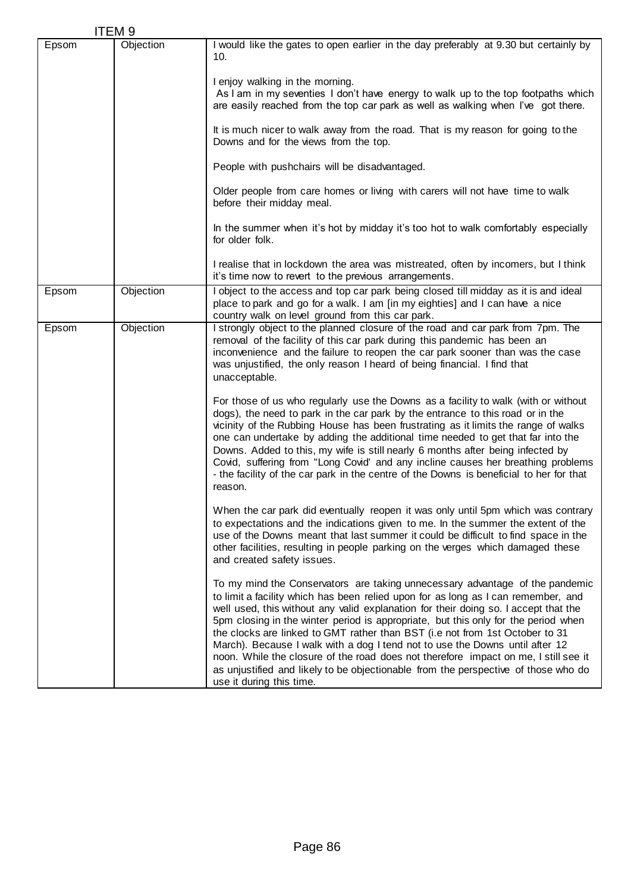ITEM 9

| | | |
|---|---|---|
| Epsom | Objection | I would like the gates to open earlier in the day preferably at 9.30 but certainly by 10.<br><br>I enjoy walking in the morning.<br>As I am in my seventies I don't have energy to walk up to the top footpaths which are easily reached from the top car park as well as walking when I've got there.<br><br>It is much nicer to walk away from the road. That is my reason for going to the Downs and for the views from the top.<br><br>People with pushchairs will be disadvantaged.<br><br>Older people from care homes or living with carers will not have time to walk before their midday meal.<br><br>In the summer when it's hot by midday it's too hot to walk comfortably especially for older folk.<br><br>I realise that in lockdown the area was mistreated, often by incomers, but I think it's time now to revert to the previous arrangements. |
| Epsom | Objection | I object to the access and top car park being closed till midday as it is and ideal place to park and go for a walk. I am [in my eighties] and I can have a nice country walk on level ground from this car park. |
| Epsom | Objection | I strongly object to the planned closure of the road and car park from 7pm. The removal of the facility of this car park during this pandemic has been an inconvenience and the failure to reopen the car park sooner than was the case was unjustified, the only reason I heard of being financial. I find that unacceptable.<br><br>For those of us who regularly use the Downs as a facility to walk (with or without dogs), the need to park in the car park by the entrance to this road or in the vicinity of the Rubbing House has been frustrating as it limits the range of walks one can undertake by adding the additional time needed to get that far into the Downs. Added to this, my wife is still nearly 6 months after being infected by Covid, suffering from "Long Covid' and any incline causes her breathing problems - the facility of the car park in the centre of the Downs is beneficial to her for that reason.<br><br>When the car park did eventually reopen it was only until 5pm which was contrary to expectations and the indications given to me. In the summer the extent of the use of the Downs meant that last summer it could be difficult to find space in the other facilities, resulting in people parking on the verges which damaged these and created safety issues.<br><br>To my mind the Conservators are taking unnecessary advantage of the pandemic to limit a facility which has been relied upon for as long as I can remember, and well used, this without any valid explanation for their doing so. I accept that the 5pm closing in the winter period is appropriate, but this only for the period when the clocks are linked to GMT rather than BST (i.e not from 1st October to 31 March). Because I walk with a dog I tend not to use the Downs until after 12 noon. While the closure of the road does not therefore impact on me, I still see it as unjustified and likely to be objectionable from the perspective of those who do use it during this time. |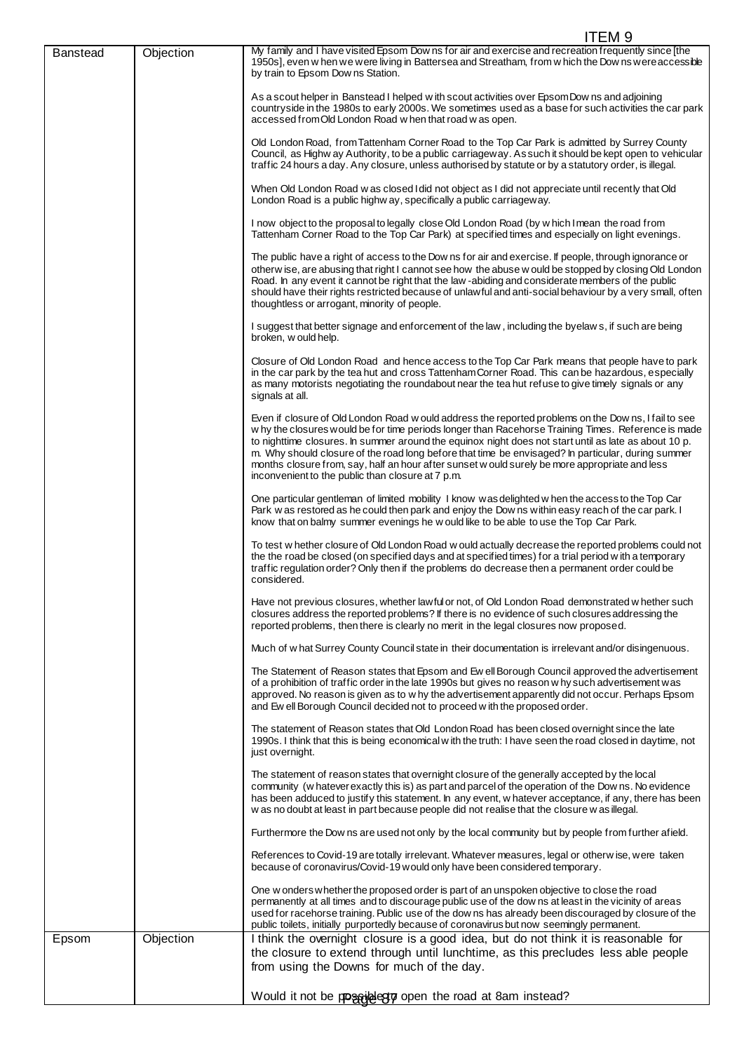ITEM 9

| | | |
|---|---|---|
| Banstead | Objection | My family and I have visited Epsom Downs for air and exercise and recreation frequently since [the 1950s], even when we were living in Battersea and Streatham, from which the Downs were accessible by train to Epsom Downs Station.<br><br>As a scout helper in Banstead I helped with scout activities over Epsom Downs and adjoining countryside in the 1980s to early 2000s. We sometimes used as a base for such activities the car park accessed from Old London Road when that road was open.<br><br>Old London Road, from Tattenham Corner Road to the Top Car Park is admitted by Surrey County Council, as Highway Authority, to be a public carriageway. As such it should be kept open to vehicular traffic 24 hours a day. Any closure, unless authorised by statute or by a statutory order, is illegal.<br><br>When Old London Road was closed I did not object as I did not appreciate until recently that Old London Road is a public highway, specifically a public carriageway.<br><br>I now object to the proposal to legally close Old London Road (by which I mean the road from Tattenham Corner Road to the Top Car Park) at specified times and especially on light evenings.<br><br>The public have a right of access to the Downs for air and exercise. If people, through ignorance or otherwise, are abusing that right I cannot see how the abuse would be stopped by closing Old London Road. In any event it cannot be right that the law-abiding and considerate members of the public should have their rights restricted because of unlawful and anti-social behaviour by a very small, often thoughtless or arrogant, minority of people.<br><br>I suggest that better signage and enforcement of the law, including the byelaws, if such are being broken, would help.<br><br>Closure of Old London Road and hence access to the Top Car Park means that people have to park in the car park by the tea hut and cross Tattenham Corner Road. This can be hazardous, especially as many motorists negotiating the roundabout near the tea hut refuse to give timely signals or any signals at all.<br><br>Even if closure of Old London Road would address the reported problems on the Downs, I fail to see why the closures would be for time periods longer than Racehorse Training Times. Reference is made to nighttime closures. In summer around the equinox night does not start until as late as about 10 p.m. Why should closure of the road long before that time be envisaged? In particular, during summer months closure from, say, half an hour after sunset would surely be more appropriate and less inconvenient to the public than closure at 7 p.m.<br><br>One particular gentleman of limited mobility I know was delighted when the access to the Top Car Park was restored as he could then park and enjoy the Downs within easy reach of the car park. I know that on balmy summer evenings he would like to be able to use the Top Car Park.<br><br>To test whether closure of Old London Road would actually decrease the reported problems could not the the road be closed (on specified days and at specified times) for a trial period with a temporary traffic regulation order? Only then if the problems do decrease then a permanent order could be considered.<br><br>Have not previous closures, whether lawful or not, of Old London Road demonstrated whether such closures address the reported problems? If there is no evidence of such closures addressing the reported problems, then there is clearly no merit in the legal closures now proposed.<br><br>Much of what Surrey County Council state in their documentation is irrelevant and/or disingenuous.<br><br>The Statement of Reason states that Epsom and Ewell Borough Council approved the advertisement of a prohibition of traffic order in the late 1990s but gives no reason why such advertisement was approved. No reason is given as to why the advertisement apparently did not occur. Perhaps Epsom and Ewell Borough Council decided not to proceed with the proposed order.<br><br>The statement of Reason states that Old London Road has been closed overnight since the late 1990s. I think that this is being economical with the truth: I have seen the road closed in daytime, not just overnight.<br><br>The statement of reason states that overnight closure of the generally accepted by the local community (whatever exactly this is) as part and parcel of the operation of the Downs. No evidence has been adduced to justify this statement. In any event, whatever acceptance, if any, there has been was no doubt at least in part because people did not realise that the closure was illegal.<br><br>Furthermore the Downs are used not only by the local community but by people from further afield.<br><br>References to Covid-19 are totally irrelevant. Whatever measures, legal or otherwise, were taken because of coronavirus/Covid-19 would only have been considered temporary.<br><br>One wonders whether the proposed order is part of an unspoken objective to close the road permanently at all times and to discourage public use of the downs at least in the vicinity of areas used for racehorse training. Public use of the downs has already been discouraged by closure of the public toilets, initially purportedly because of coronavirus but now seemingly permanent. |
| Epsom | Objection | I think the overnight closure is a good idea, but do not think it is reasonable for the closure to extend through until lunchtime, as this precludes less able people from using the Downs for much of the day.<br><br>Would it not be possible to open the road at 8am instead? |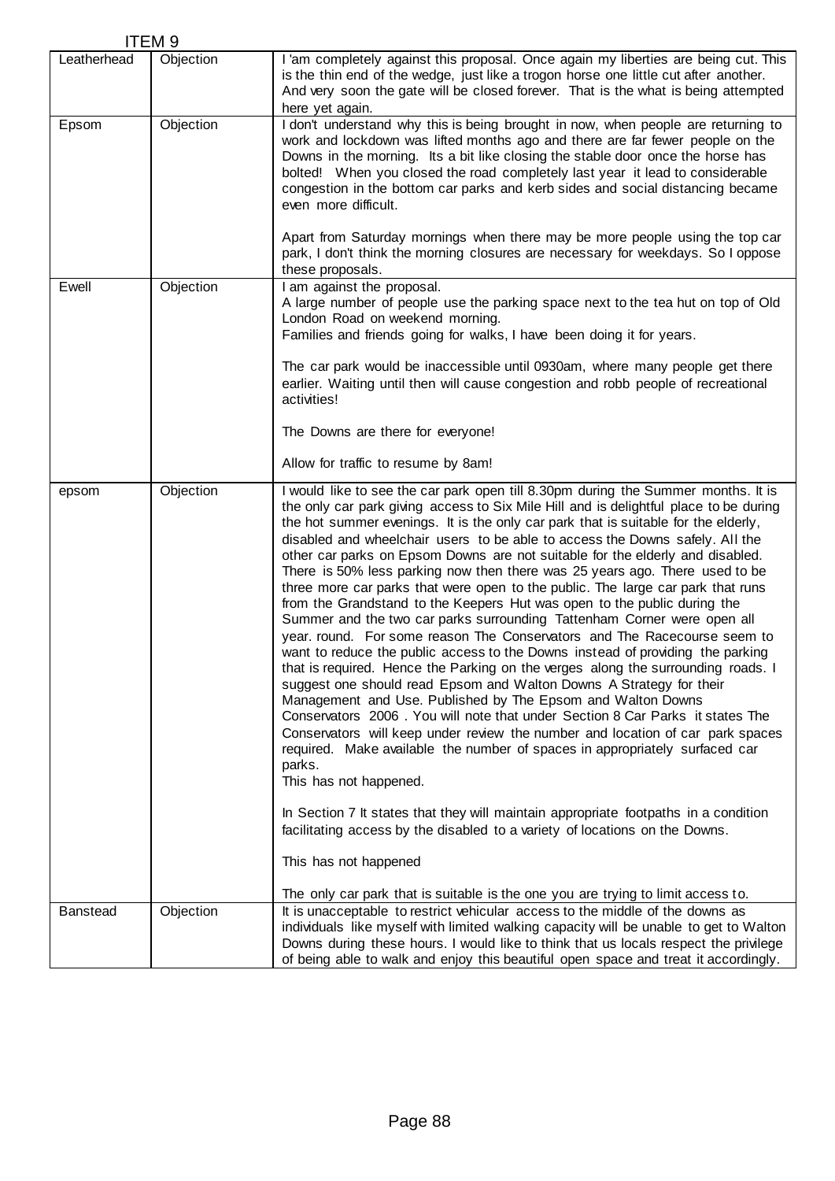ITEM 9

| | | |
|---|---|---|
| Leatherhead | Objection | I 'am completely against this proposal. Once again my liberties are being cut. This is the thin end of the wedge, just like a trogon horse one little cut after another. And very soon the gate will be closed forever. That is the what is being attempted here yet again. |
| Epsom | Objection | I don't understand why this is being brought in now, when people are returning to work and lockdown was lifted months ago and there are far fewer people on the Downs in the morning. Its a bit like closing the stable door once the horse has bolted! When you closed the road completely last year it lead to considerable congestion in the bottom car parks and kerb sides and social distancing became even more difficult.<br><br>Apart from Saturday mornings when there may be more people using the top car park, I don't think the morning closures are necessary for weekdays. So I oppose these proposals. |
| Ewell | Objection | I am against the proposal.<br>A large number of people use the parking space next to the tea hut on top of Old London Road on weekend morning.<br>Families and friends going for walks, I have been doing it for years.<br><br>The car park would be inaccessible until 0930am, where many people get there earlier. Waiting until then will cause congestion and robb people of recreational activities!<br><br>The Downs are there for everyone!<br><br>Allow for traffic to resume by 8am! |
| epsom | Objection | I would like to see the car park open till 8.30pm during the Summer months. It is the only car park giving access to Six Mile Hill and is delightful place to be during the hot summer evenings. It is the only car park that is suitable for the elderly, disabled and wheelchair users to be able to access the Downs safely. All the other car parks on Epsom Downs are not suitable for the elderly and disabled. There is 50% less parking now then there was 25 years ago. There used to be three more car parks that were open to the public. The large car park that runs from the Grandstand to the Keepers Hut was open to the public during the Summer and the two car parks surrounding Tattenham Corner were open all year. round. For some reason The Conservators and The Racecourse seem to want to reduce the public access to the Downs instead of providing the parking that is required. Hence the Parking on the verges along the surrounding roads. I suggest one should read Epsom and Walton Downs A Strategy for their Management and Use. Published by The Epsom and Walton Downs Conservators 2006 . You will note that under Section 8 Car Parks it states The Conservators will keep under review the number and location of car park spaces required. Make available the number of spaces in appropriately surfaced car parks.<br>This has not happened.<br><br>In Section 7 It states that they will maintain appropriate footpaths in a condition facilitating access by the disabled to a variety of locations on the Downs.<br><br>This has not happened<br><br>The only car park that is suitable is the one you are trying to limit access to. |
| Banstead | Objection | It is unacceptable to restrict vehicular access to the middle of the downs as individuals like myself with limited walking capacity will be unable to get to Walton Downs during these hours. I would like to think that us locals respect the privilege of being able to walk and enjoy this beautiful open space and treat it accordingly. |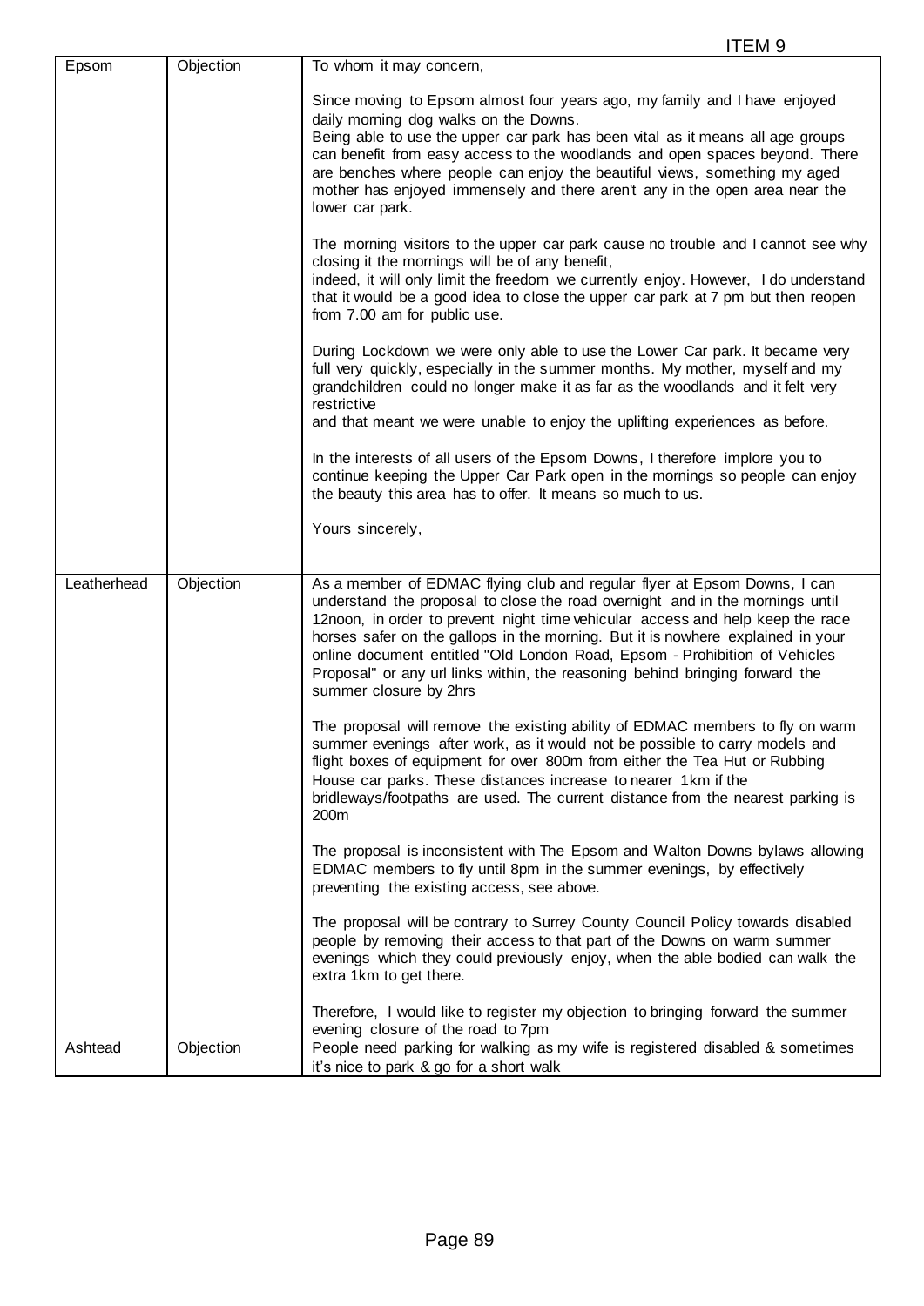ITEM 9

| Epsom | Objection | To whom it may concern,<br><br>Since moving to Epsom almost four years ago, my family and I have enjoyed daily morning dog walks on the Downs.<br>Being able to use the upper car park has been vital as it means all age groups can benefit from easy access to the woodlands and open spaces beyond. There are benches where people can enjoy the beautiful views, something my aged mother has enjoyed immensely and there aren't any in the open area near the lower car park.<br><br>The morning visitors to the upper car park cause no trouble and I cannot see why closing it the mornings will be of any benefit,<br>indeed, it will only limit the freedom we currently enjoy. However, I do understand that it would be a good idea to close the upper car park at 7 pm but then reopen from 7.00 am for public use.<br><br>During Lockdown we were only able to use the Lower Car park. It became very full very quickly, especially in the summer months. My mother, myself and my grandchildren could no longer make it as far as the woodlands and it felt very restrictive<br>and that meant we were unable to enjoy the uplifting experiences as before.<br><br>In the interests of all users of the Epsom Downs, I therefore implore you to continue keeping the Upper Car Park open in the mornings so people can enjoy the beauty this area has to offer. It means so much to us.<br><br>Yours sincerely, |
|---|---|---|
| Leatherhead | Objection | As a member of EDMAC flying club and regular flyer at Epsom Downs, I can understand the proposal to close the road overnight and in the mornings until 12noon, in order to prevent night time vehicular access and help keep the race horses safer on the gallops in the morning. But it is nowhere explained in your online document entitled "Old London Road, Epsom - Prohibition of Vehicles Proposal" or any url links within, the reasoning behind bringing forward the summer closure by 2hrs<br><br>The proposal will remove the existing ability of EDMAC members to fly on warm summer evenings after work, as it would not be possible to carry models and flight boxes of equipment for over 800m from either the Tea Hut or Rubbing House car parks. These distances increase to nearer 1km if the bridleways/footpaths are used. The current distance from the nearest parking is 200m<br><br>The proposal is inconsistent with The Epsom and Walton Downs bylaws allowing EDMAC members to fly until 8pm in the summer evenings, by effectively preventing the existing access, see above.<br><br>The proposal will be contrary to Surrey County Council Policy towards disabled people by removing their access to that part of the Downs on warm summer evenings which they could previously enjoy, when the able bodied can walk the extra 1km to get there.<br><br>Therefore, I would like to register my objection to bringing forward the summer evening closure of the road to 7pm |
| Ashtead | Objection | People need parking for walking as my wife is registered disabled & sometimes it's nice to park & go for a short walk |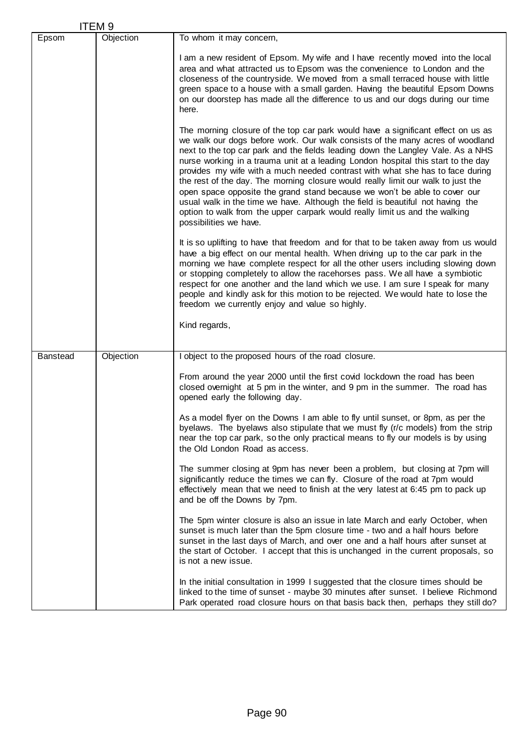ITEM 9

| | | |
|---|---|---|
| Epsom | Objection | To whom it may concern,<br><br>I am a new resident of Epsom. My wife and I have recently moved into the local area and what attracted us to Epsom was the convenience to London and the closeness of the countryside. We moved from a small terraced house with little green space to a house with a small garden. Having the beautiful Epsom Downs on our doorstep has made all the difference to us and our dogs during our time here.<br><br>The morning closure of the top car park would have a significant effect on us as we walk our dogs before work. Our walk consists of the many acres of woodland next to the top car park and the fields leading down the Langley Vale. As a NHS nurse working in a trauma unit at a leading London hospital this start to the day provides my wife with a much needed contrast with what she has to face during the rest of the day. The morning closure would really limit our walk to just the open space opposite the grand stand because we won't be able to cover our usual walk in the time we have. Although the field is beautiful not having the option to walk from the upper carpark would really limit us and the walking possibilities we have.<br><br>It is so uplifting to have that freedom and for that to be taken away from us would have a big effect on our mental health. When driving up to the car park in the morning we have complete respect for all the other users including slowing down or stopping completely to allow the racehorses pass. We all have a symbiotic respect for one another and the land which we use. I am sure I speak for many people and kindly ask for this motion to be rejected. We would hate to lose the freedom we currently enjoy and value so highly.<br><br>Kind regards, |
| Banstead | Objection | I object to the proposed hours of the road closure.<br><br>From around the year 2000 until the first covid lockdown the road has been closed overnight at 5 pm in the winter, and 9 pm in the summer. The road has opened early the following day.<br><br>As a model flyer on the Downs I am able to fly until sunset, or 8pm, as per the byelaws. The byelaws also stipulate that we must fly (r/c models) from the strip near the top car park, so the only practical means to fly our models is by using the Old London Road as access.<br><br>The summer closing at 9pm has never been a problem, but closing at 7pm will significantly reduce the times we can fly. Closure of the road at 7pm would effectively mean that we need to finish at the very latest at 6:45 pm to pack up and be off the Downs by 7pm.<br><br>The 5pm winter closure is also an issue in late March and early October, when sunset is much later than the 5pm closure time - two and a half hours before sunset in the last days of March, and over one and a half hours after sunset at the start of October. I accept that this is unchanged in the current proposals, so is not a new issue.<br><br>In the initial consultation in 1999 I suggested that the closure times should be linked to the time of sunset - maybe 30 minutes after sunset. I believe Richmond Park operated road closure hours on that basis back then, perhaps they still do? |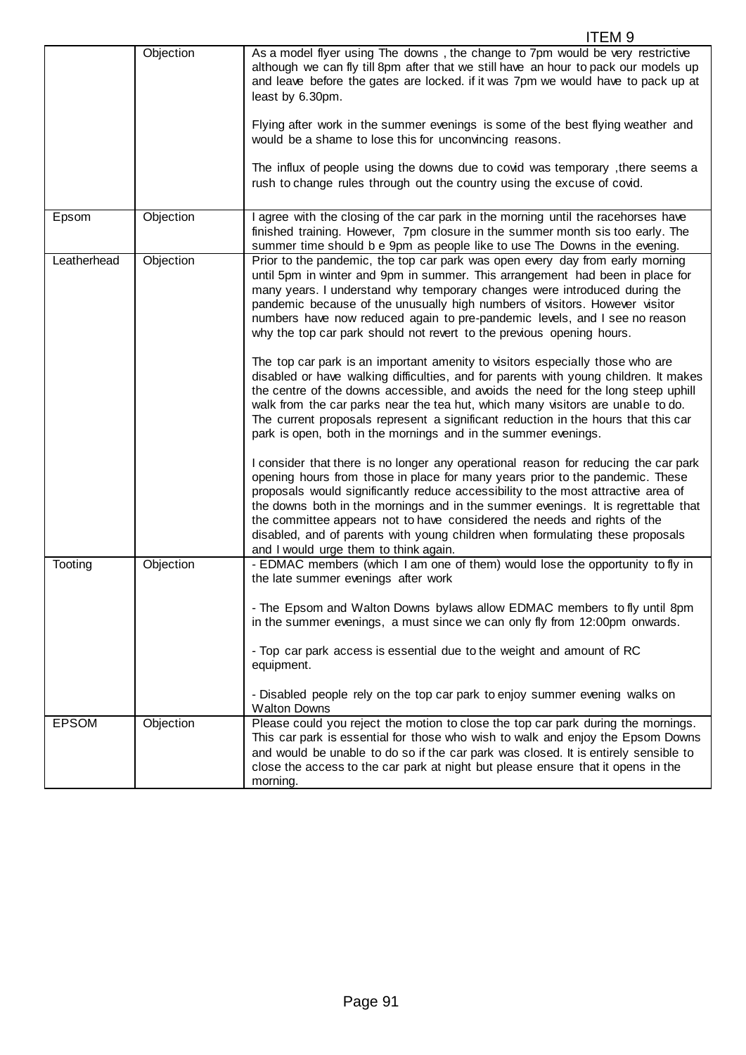| | | |
|---|---|---|
| | Objection | As a model flyer using The downs , the change to 7pm would be very restrictive although we can fly till 8pm after that we still have an hour to pack our models up and leave before the gates are locked. if it was 7pm we would have to pack up at least by 6.30pm.<br><br>Flying after work in the summer evenings is some of the best flying weather and would be a shame to lose this for unconvincing reasons.<br><br>The influx of people using the downs due to covid was temporary ,there seems a rush to change rules through out the country using the excuse of covid. |
| Epsom | Objection | I agree with the closing of the car park in the morning until the racehorses have finished training. However, 7pm closure in the summer month sis too early. The summer time should b e 9pm as people like to use The Downs in the evening. |
| Leatherhead | Objection | Prior to the pandemic, the top car park was open every day from early morning until 5pm in winter and 9pm in summer. This arrangement had been in place for many years. I understand why temporary changes were introduced during the pandemic because of the unusually high numbers of visitors. However visitor numbers have now reduced again to pre-pandemic levels, and I see no reason why the top car park should not revert to the previous opening hours.<br><br>The top car park is an important amenity to visitors especially those who are disabled or have walking difficulties, and for parents with young children. It makes the centre of the downs accessible, and avoids the need for the long steep uphill walk from the car parks near the tea hut, which many visitors are unable to do. The current proposals represent a significant reduction in the hours that this car park is open, both in the mornings and in the summer evenings.<br><br>I consider that there is no longer any operational reason for reducing the car park opening hours from those in place for many years prior to the pandemic. These proposals would significantly reduce accessibility to the most attractive area of the downs both in the mornings and in the summer evenings. It is regrettable that the committee appears not to have considered the needs and rights of the disabled, and of parents with young children when formulating these proposals and I would urge them to think again. |
| Tooting | Objection | - EDMAC members (which I am one of them) would lose the opportunity to fly in the late summer evenings after work<br><br>- The Epsom and Walton Downs bylaws allow EDMAC members to fly until 8pm in the summer evenings, a must since we can only fly from 12:00pm onwards.<br><br>- Top car park access is essential due to the weight and amount of RC equipment.<br><br>- Disabled people rely on the top car park to enjoy summer evening walks on Walton Downs |
| EPSOM | Objection | Please could you reject the motion to close the top car park during the mornings. This car park is essential for those who wish to walk and enjoy the Epsom Downs and would be unable to do so if the car park was closed. It is entirely sensible to close the access to the car park at night but please ensure that it opens in the morning. |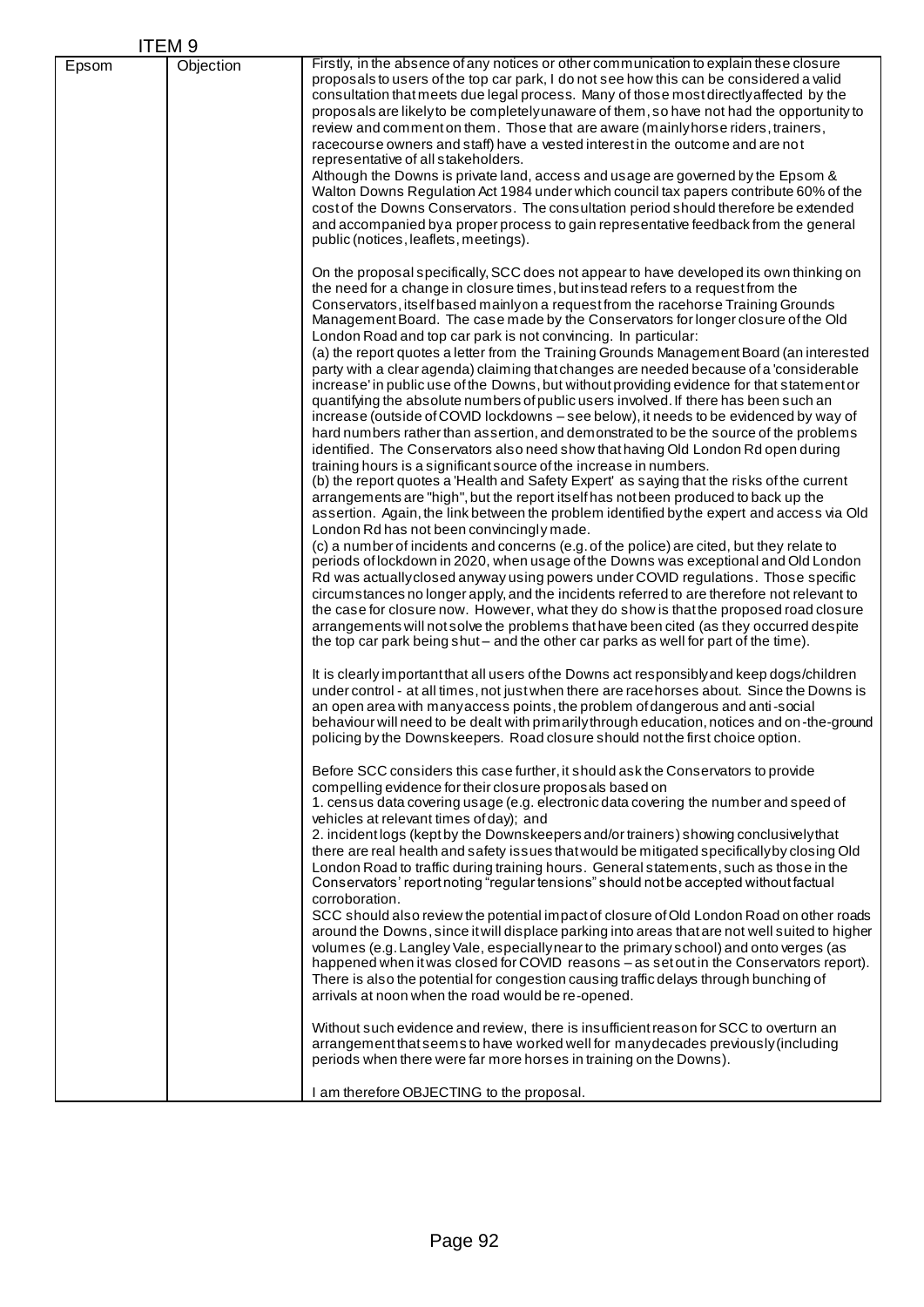ITEM 9

| | | |
|---|---|---|
| Epsom | Objection | Firstly, in the absence of any notices or other communication to explain these closure proposals to users of the top car park, I do not see how this can be considered a valid consultation that meets due legal process. Many of those most directly affected by the proposals are likely to be completely unaware of them, so have not had the opportunity to review and comment on them. Those that are aware (mainly horse riders, trainers, racecourse owners and staff) have a vested interest in the outcome and are not representative of all stakeholders.<br>Although the Downs is private land, access and usage are governed by the Epsom & Walton Downs Regulation Act 1984 under which council tax papers contribute 60% of the cost of the Downs Conservators. The consultation period should therefore be extended and accompanied by a proper process to gain representative feedback from the general public (notices, leaflets, meetings).<br><br>On the proposal specifically, SCC does not appear to have developed its own thinking on the need for a change in closure times, but instead refers to a request from the Conservators, itself based mainly on a request from the racehorse Training Grounds Management Board. The case made by the Conservators for longer closure of the Old London Road and top car park is not convincing. In particular:<br>(a) the report quotes a letter from the Training Grounds Management Board (an interested party with a clear agenda) claiming that changes are needed because of a 'considerable increase' in public use of the Downs, but without providing evidence for that statement or quantifying the absolute numbers of public users involved. If there has been such an increase (outside of COVID lockdowns – see below), it needs to be evidenced by way of hard numbers rather than assertion, and demonstrated to be the source of the problems identified. The Conservators also need show that having Old London Rd open during training hours is a significant source of the increase in numbers.<br>(b) the report quotes a 'Health and Safety Expert' as saying that the risks of the current arrangements are "high", but the report itself has not been produced to back up the assertion. Again, the link between the problem identified by the expert and access via Old London Rd has not been convincingly made.<br>(c) a number of incidents and concerns (e.g. of the police) are cited, but they relate to periods of lockdown in 2020, when usage of the Downs was exceptional and Old London Rd was actually closed anyway using powers under COVID regulations. Those specific circumstances no longer apply, and the incidents referred to are therefore not relevant to the case for closure now. However, what they do show is that the proposed road closure arrangements will not solve the problems that have been cited (as they occurred despite the top car park being shut – and the other car parks as well for part of the time).<br><br>It is clearly important that all users of the Downs act responsibly and keep dogs/children under control - at all times, not just when there are racehorses about. Since the Downs is an open area with many access points, the problem of dangerous and anti-social behaviour will need to be dealt with primarily through education, notices and on-the-ground policing by the Downskeepers. Road closure should not the first choice option.<br><br>Before SCC considers this case further, it should ask the Conservators to provide compelling evidence for their closure proposals based on<br>1. census data covering usage (e.g. electronic data covering the number and speed of vehicles at relevant times of day); and<br>2. incident logs (kept by the Downskeepers and/or trainers) showing conclusively that there are real health and safety issues that would be mitigated specifically by closing Old London Road to traffic during training hours. General statements, such as those in the Conservators' report noting "regular tensions" should not be accepted without factual corroboration.<br>SCC should also review the potential impact of closure of Old London Road on other roads around the Downs, since it will displace parking into areas that are not well suited to higher volumes (e.g. Langley Vale, especially near to the primary school) and onto verges (as happened when it was closed for COVID reasons – as set out in the Conservators report). There is also the potential for congestion causing traffic delays through bunching of arrivals at noon when the road would be re-opened.<br><br>Without such evidence and review, there is insufficient reason for SCC to overturn an arrangement that seems to have worked well for many decades previously (including periods when there were far more horses in training on the Downs).<br><br>I am therefore OBJECTING to the proposal. |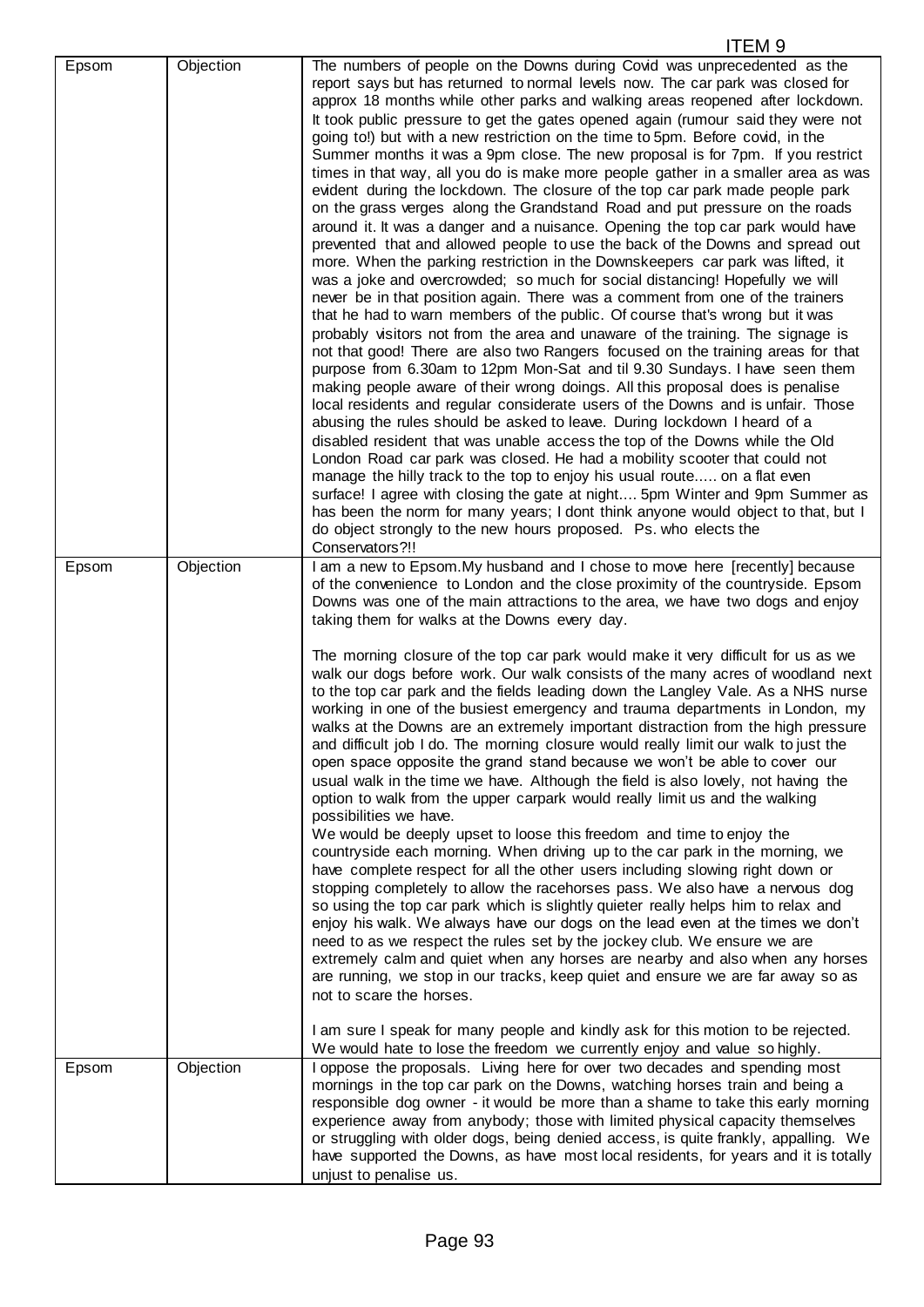ITEM 9

| Epsom | Objection | The numbers of people on the Downs during Covid was unprecedented as the report says but has returned to normal levels now. The car park was closed for approx 18 months while other parks and walking areas reopened after lockdown. It took public pressure to get the gates opened again (rumour said they were not going to!) but with a new restriction on the time to 5pm. Before covid, in the Summer months it was a 9pm close. The new proposal is for 7pm. If you restrict times in that way, all you do is make more people gather in a smaller area as was evident during the lockdown. The closure of the top car park made people park on the grass verges along the Grandstand Road and put pressure on the roads around it. It was a danger and a nuisance. Opening the top car park would have prevented that and allowed people to use the back of the Downs and spread out more. When the parking restriction in the Downskeepers car park was lifted, it was a joke and overcrowded; so much for social distancing! Hopefully we will never be in that position again. There was a comment from one of the trainers that he had to warn members of the public. Of course that's wrong but it was probably visitors not from the area and unaware of the training. The signage is not that good! There are also two Rangers focused on the training areas for that purpose from 6.30am to 12pm Mon-Sat and til 9.30 Sundays. I have seen them making people aware of their wrong doings. All this proposal does is penalise local residents and regular considerate users of the Downs and is unfair. Those abusing the rules should be asked to leave. During lockdown I heard of a disabled resident that was unable access the top of the Downs while the Old London Road car park was closed. He had a mobility scooter that could not manage the hilly track to the top to enjoy his usual route..... on a flat even surface! I agree with closing the gate at night.... 5pm Winter and 9pm Summer as has been the norm for many years; I dont think anyone would object to that, but I do object strongly to the new hours proposed. Ps. who elects the Conservators?!! |
|---|---|---|
| Epsom | Objection | I am a new to Epsom.My husband and I chose to move here [recently] because of the convenience to London and the close proximity of the countryside. Epsom Downs was one of the main attractions to the area, we have two dogs and enjoy taking them for walks at the Downs every day.<br><br>The morning closure of the top car park would make it very difficult for us as we walk our dogs before work. Our walk consists of the many acres of woodland next to the top car park and the fields leading down the Langley Vale. As a NHS nurse working in one of the busiest emergency and trauma departments in London, my walks at the Downs are an extremely important distraction from the high pressure and difficult job I do. The morning closure would really limit our walk to just the open space opposite the grand stand because we won't be able to cover our usual walk in the time we have. Although the field is also lovely, not having the option to walk from the upper carpark would really limit us and the walking possibilities we have.<br>We would be deeply upset to loose this freedom and time to enjoy the countryside each morning. When driving up to the car park in the morning, we have complete respect for all the other users including slowing right down or stopping completely to allow the racehorses pass. We also have a nervous dog so using the top car park which is slightly quieter really helps him to relax and enjoy his walk. We always have our dogs on the lead even at the times we don't need to as we respect the rules set by the jockey club. We ensure we are extremely calm and quiet when any horses are nearby and also when any horses are running, we stop in our tracks, keep quiet and ensure we are far away so as not to scare the horses.<br><br>I am sure I speak for many people and kindly ask for this motion to be rejected. We would hate to lose the freedom we currently enjoy and value so highly. |
| Epsom | Objection | I oppose the proposals. Living here for over two decades and spending most mornings in the top car park on the Downs, watching horses train and being a responsible dog owner - it would be more than a shame to take this early morning experience away from anybody; those with limited physical capacity themselves or struggling with older dogs, being denied access, is quite frankly, appalling. We have supported the Downs, as have most local residents, for years and it is totally unjust to penalise us. |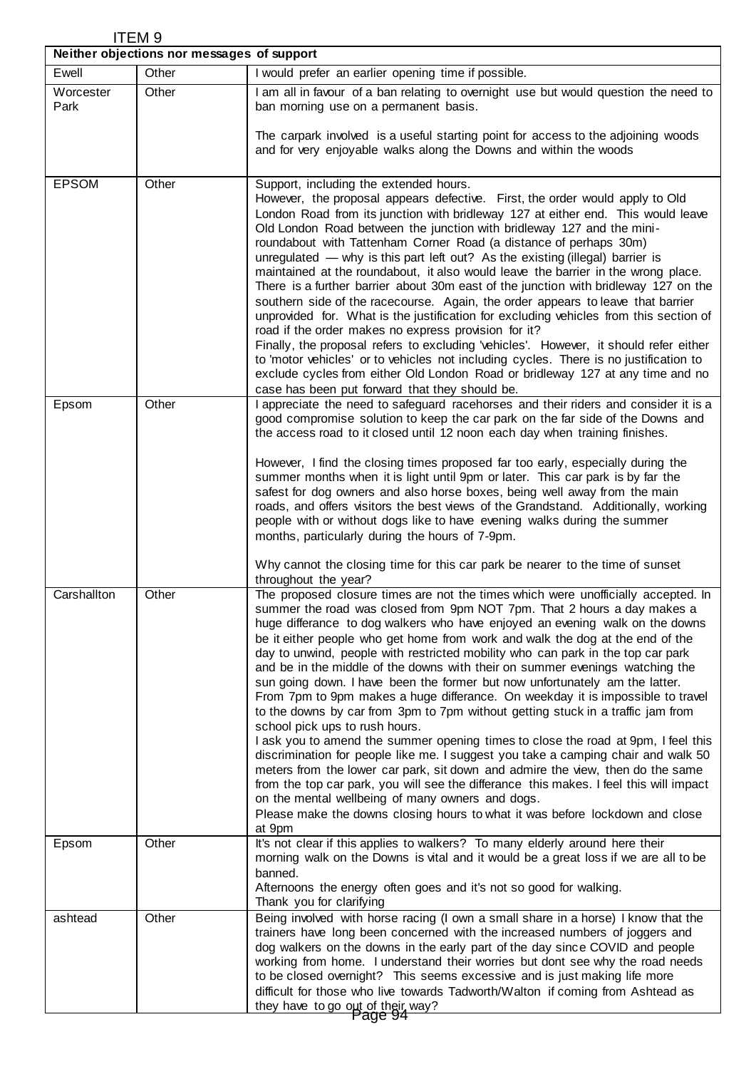ITEM 9

| Neither objections nor messages of support | | |
|---|---|---|
| Ewell | Other | I would prefer an earlier opening time if possible. |
| Worcester Park | Other | I am all in favour of a ban relating to overnight use but would question the need to ban morning use on a permanent basis.<br><br>The carpark involved is a useful starting point for access to the adjoining woods and for very enjoyable walks along the Downs and within the woods |
| EPSOM | Other | Support, including the extended hours.<br>However, the proposal appears defective. First, the order would apply to Old London Road from its junction with bridleway 127 at either end. This would leave Old London Road between the junction with bridleway 127 and the mini-roundabout with Tattenham Corner Road (a distance of perhaps 30m) unregulated — why is this part left out? As the existing (illegal) barrier is maintained at the roundabout, it also would leave the barrier in the wrong place. There is a further barrier about 30m east of the junction with bridleway 127 on the southern side of the racecourse. Again, the order appears to leave that barrier unprovided for. What is the justification for excluding vehicles from this section of road if the order makes no express provision for it?<br>Finally, the proposal refers to excluding 'vehicles'. However, it should refer either to 'motor vehicles' or to vehicles not including cycles. There is no justification to exclude cycles from either Old London Road or bridleway 127 at any time and no case has been put forward that they should be. |
| Epsom | Other | I appreciate the need to safeguard racehorses and their riders and consider it is a good compromise solution to keep the car park on the far side of the Downs and the access road to it closed until 12 noon each day when training finishes.<br><br>However, I find the closing times proposed far too early, especially during the summer months when it is light until 9pm or later. This car park is by far the safest for dog owners and also horse boxes, being well away from the main roads, and offers visitors the best views of the Grandstand. Additionally, working people with or without dogs like to have evening walks during the summer months, particularly during the hours of 7-9pm.<br><br>Why cannot the closing time for this car park be nearer to the time of sunset throughout the year? |
| Carshallton | Other | The proposed closure times are not the times which were unofficially accepted. In summer the road was closed from 9pm NOT 7pm. That 2 hours a day makes a huge differance to dog walkers who have enjoyed an evening walk on the downs be it either people who get home from work and walk the dog at the end of the day to unwind, people with restricted mobility who can park in the top car park and be in the middle of the downs with their on summer evenings watching the sun going down. I have been the former but now unfortunately am the latter. From 7pm to 9pm makes a huge differance. On weekday it is impossible to travel to the downs by car from 3pm to 7pm without getting stuck in a traffic jam from school pick ups to rush hours.<br>I ask you to amend the summer opening times to close the road at 9pm, I feel this discrimination for people like me. I suggest you take a camping chair and walk 50 meters from the lower car park, sit down and admire the view, then do the same from the top car park, you will see the differance this makes. I feel this will impact on the mental wellbeing of many owners and dogs.<br>Please make the downs closing hours to what it was before lockdown and close at 9pm |
| Epsom | Other | It's not clear if this applies to walkers? To many elderly around here their morning walk on the Downs is vital and it would be a great loss if we are all to be banned.<br>Afternoons the energy often goes and it's not so good for walking.<br>Thank you for clarifying |
| ashtead | Other | Being involved with horse racing (I own a small share in a horse) I know that the trainers have long been concerned with the increased numbers of joggers and dog walkers on the downs in the early part of the day since COVID and people working from home. I understand their worries but dont see why the road needs to be closed overnight? This seems excessive and is just making life more difficult for those who live towards Tadworth/Walton if coming from Ashtead as they have to go out of their way? |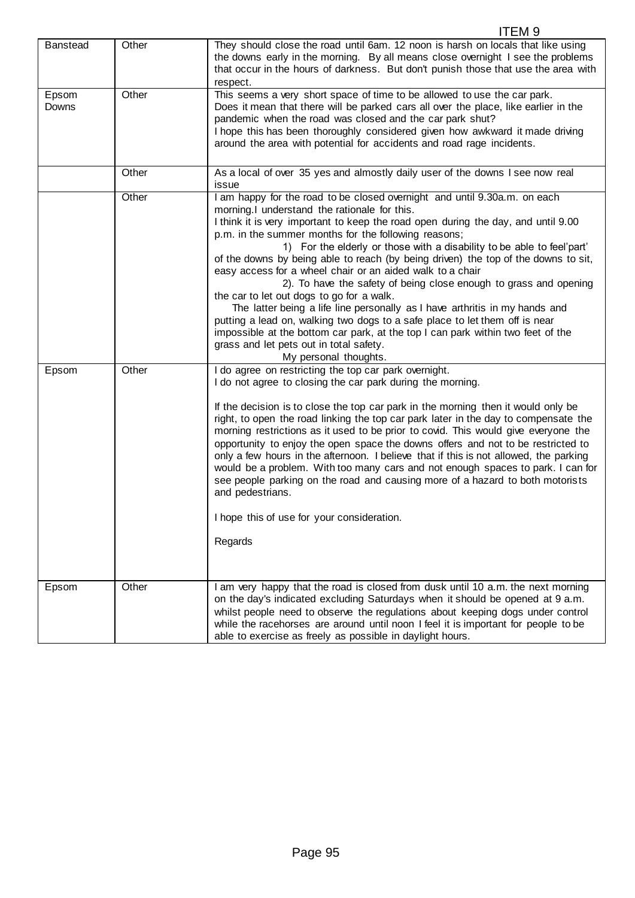ITEM 9

| | | |
|---|---|---|
| Banstead | Other | They should close the road until 6am. 12 noon is harsh on locals that like using the downs early in the morning. By all means close overnight I see the problems that occur in the hours of darkness. But don't punish those that use the area with respect. |
| Epsom Downs | Other | This seems a very short space of time to be allowed to use the car park.<br>Does it mean that there will be parked cars all over the place, like earlier in the pandemic when the road was closed and the car park shut?<br>I hope this has been thoroughly considered given how awkward it made driving around the area with potential for accidents and road rage incidents. |
| | Other | As a local of over 35 yes and almostly daily user of the downs I see now real issue |
| | Other | I am happy for the road to be closed overnight and until 9.30a.m. on each morning.I understand the rationale for this.<br>I think it is very important to keep the road open during the day, and until 9.00 p.m. in the summer months for the following reasons;<br>1) For the elderly or those with a disability to be able to feel'part' of the downs by being able to reach (by being driven) the top of the downs to sit, easy access for a wheel chair or an aided walk to a chair<br>2). To have the safety of being close enough to grass and opening the car to let out dogs to go for a walk.<br>The latter being a life line personally as I have arthritis in my hands and putting a lead on, walking two dogs to a safe place to let them off is near impossible at the bottom car park, at the top I can park within two feet of the grass and let pets out in total safety.<br>My personal thoughts. |
| Epsom | Other | I do agree on restricting the top car park overnight.<br>I do not agree to closing the car park during the morning.<br><br>If the decision is to close the top car park in the morning then it would only be right, to open the road linking the top car park later in the day to compensate the morning restrictions as it used to be prior to covid. This would give everyone the opportunity to enjoy the open space the downs offers and not to be restricted to only a few hours in the afternoon. I believe that if this is not allowed, the parking would be a problem. With too many cars and not enough spaces to park. I can for see people parking on the road and causing more of a hazard to both motorists and pedestrians.<br><br>I hope this of use for your consideration.<br><br>Regards |
| Epsom | Other | I am very happy that the road is closed from dusk until 10 a.m. the next morning on the day's indicated excluding Saturdays when it should be opened at 9 a.m. whilst people need to observe the regulations about keeping dogs under control while the racehorses are around until noon I feel it is important for people to be able to exercise as freely as possible in daylight hours. |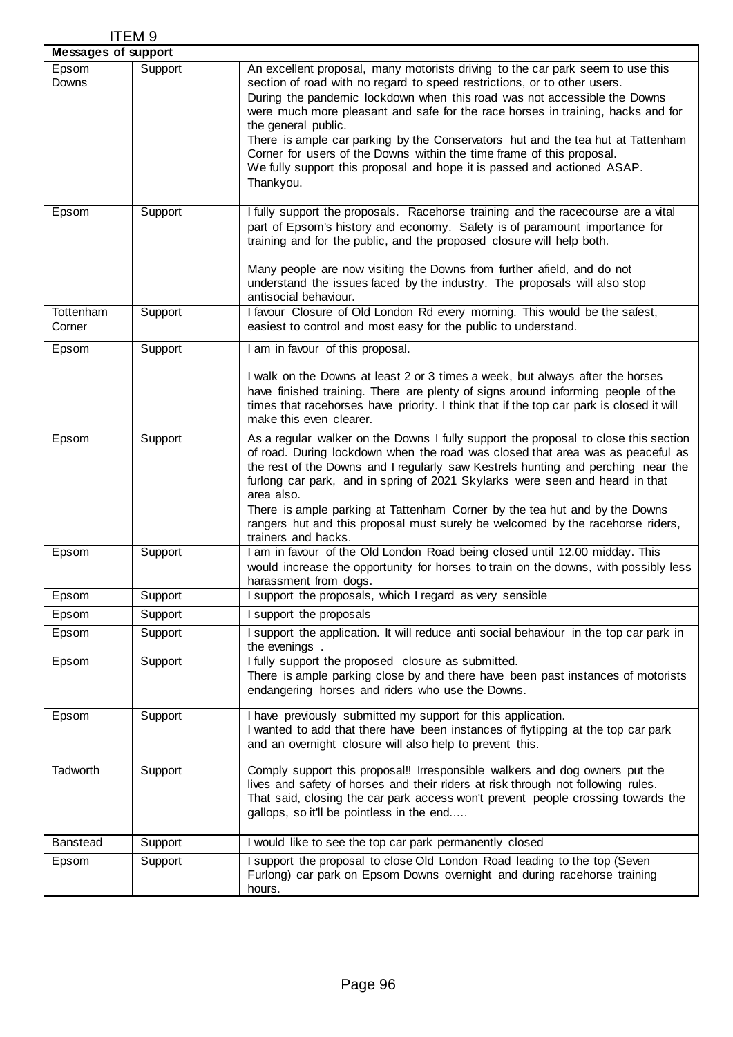ITEM 9

| Messages of support | | |
|---|---|---|
| Epsom Downs | Support | An excellent proposal, many motorists driving to the car park seem to use this section of road with no regard to speed restrictions, or to other users.<br>During the pandemic lockdown when this road was not accessible the Downs were much more pleasant and safe for the race horses in training, hacks and for the general public.<br>There is ample car parking by the Conservators hut and the tea hut at Tattenham Corner for users of the Downs within the time frame of this proposal.<br>We fully support this proposal and hope it is passed and actioned ASAP.<br>Thankyou. |
| Epsom | Support | I fully support the proposals. Racehorse training and the racecourse are a vital part of Epsom's history and economy. Safety is of paramount importance for training and for the public, and the proposed closure will help both.<br><br>Many people are now visiting the Downs from further afield, and do not understand the issues faced by the industry. The proposals will also stop antisocial behaviour. |
| Tottenham Corner | Support | I favour Closure of Old London Rd every morning. This would be the safest, easiest to control and most easy for the public to understand. |
| Epsom | Support | I am in favour of this proposal.<br><br>I walk on the Downs at least 2 or 3 times a week, but always after the horses have finished training. There are plenty of signs around informing people of the times that racehorses have priority. I think that if the top car park is closed it will make this even clearer. |
| Epsom | Support | As a regular walker on the Downs I fully support the proposal to close this section of road. During lockdown when the road was closed that area was as peaceful as the rest of the Downs and I regularly saw Kestrels hunting and perching near the furlong car park, and in spring of 2021 Skylarks were seen and heard in that area also.<br>There is ample parking at Tattenham Corner by the tea hut and by the Downs rangers hut and this proposal must surely be welcomed by the racehorse riders, trainers and hacks. |
| Epsom | Support | I am in favour of the Old London Road being closed until 12.00 midday. This would increase the opportunity for horses to train on the downs, with possibly less harassment from dogs. |
| Epsom | Support | I support the proposals, which I regard as very sensible |
| Epsom | Support | I support the proposals |
| Epsom | Support | I support the application. It will reduce anti social behaviour in the top car park in the evenings . |
| Epsom | Support | I fully support the proposed closure as submitted.<br>There is ample parking close by and there have been past instances of motorists endangering horses and riders who use the Downs. |
| Epsom | Support | I have previously submitted my support for this application.<br>I wanted to add that there have been instances of flytipping at the top car park and an overnight closure will also help to prevent this. |
| Tadworth | Support | Comply support this proposal!! Irresponsible walkers and dog owners put the lives and safety of horses and their riders at risk through not following rules.<br>That said, closing the car park access won't prevent people crossing towards the gallops, so it'll be pointless in the end..... |
| Banstead | Support | I would like to see the top car park permanently closed |
| Epsom | Support | I support the proposal to close Old London Road leading to the top (Seven Furlong) car park on Epsom Downs overnight and during racehorse training hours. |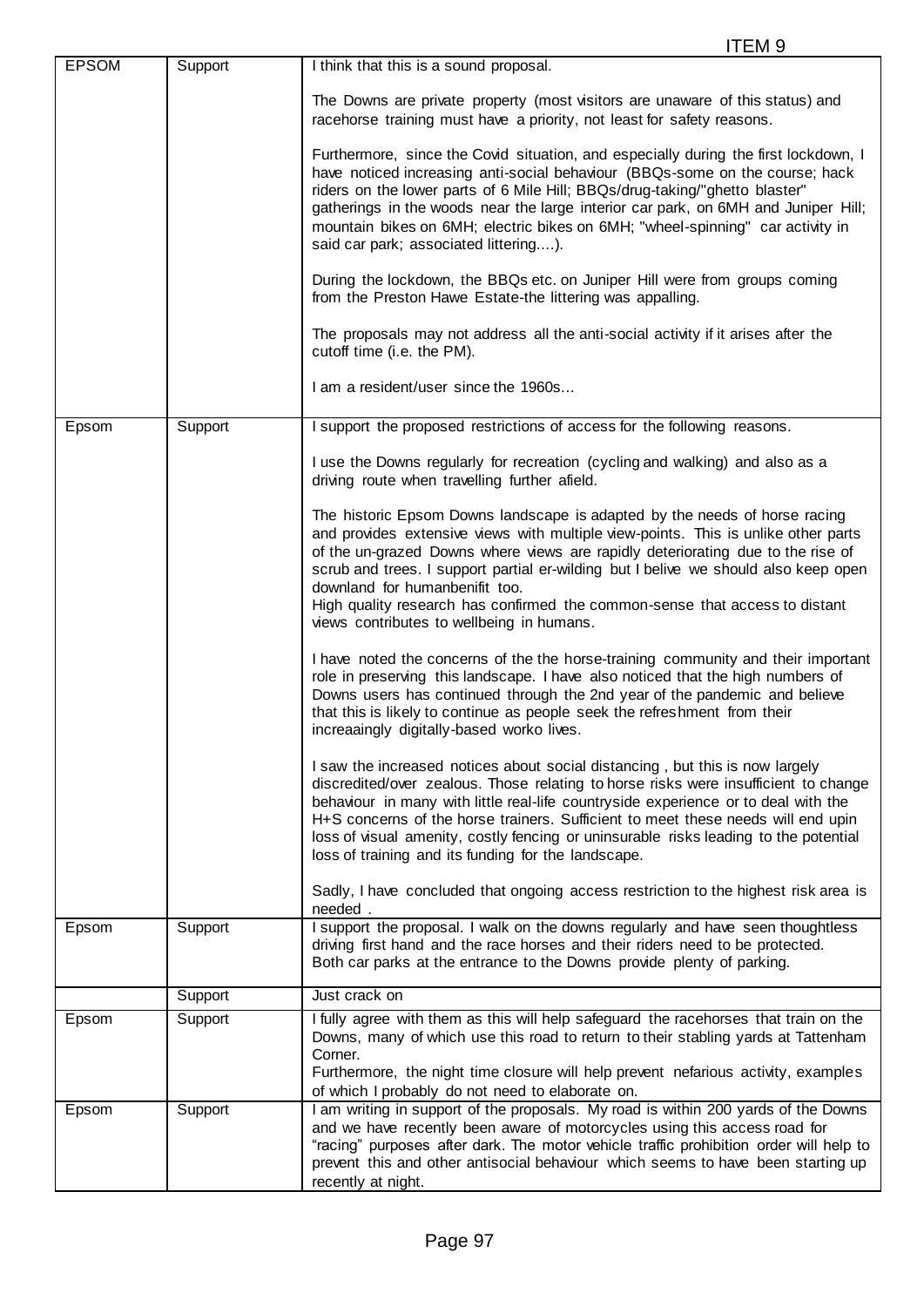ITEM 9

| | | |
|---|---|---|
| EPSOM | Support | I think that this is a sound proposal.<br><br>The Downs are private property (most visitors are unaware of this status) and racehorse training must have a priority, not least for safety reasons.<br><br>Furthermore, since the Covid situation, and especially during the first lockdown, I have noticed increasing anti-social behaviour (BBQs-some on the course; hack riders on the lower parts of 6 Mile Hill; BBQs/drug-taking/"ghetto blaster" gatherings in the woods near the large interior car park, on 6MH and Juniper Hill; mountain bikes on 6MH; electric bikes on 6MH; "wheel-spinning" car activity in said car park; associated littering....).<br><br>During the lockdown, the BBQs etc. on Juniper Hill were from groups coming from the Preston Hawe Estate-the littering was appalling.<br><br>The proposals may not address all the anti-social activity if it arises after the cutoff time (i.e. the PM).<br><br>I am a resident/user since the 1960s... |
| Epsom | Support | I support the proposed restrictions of access for the following reasons.<br><br>I use the Downs regularly for recreation (cycling and walking) and also as a driving route when travelling further afield.<br><br>The historic Epsom Downs landscape is adapted by the needs of horse racing and provides extensive views with multiple view-points. This is unlike other parts of the un-grazed Downs where views are rapidly deteriorating due to the rise of scrub and trees. I support partial er-wilding but I belive we should also keep open downland for humanbenifit too.<br>High quality research has confirmed the common-sense that access to distant views contributes to wellbeing in humans.<br><br>I have noted the concerns of the the horse-training community and their important role in preserving this landscape. I have also noticed that the high numbers of Downs users has continued through the 2nd year of the pandemic and believe that this is likely to continue as people seek the refreshment from their increaaingly digitally-based worko lives.<br><br>I saw the increased notices about social distancing , but this is now largely discredited/over zealous. Those relating to horse risks were insufficient to change behaviour in many with little real-life countryside experience or to deal with the H+S concerns of the horse trainers. Sufficient to meet these needs will end upin loss of visual amenity, costly fencing or uninsurable risks leading to the potential loss of training and its funding for the landscape.<br><br>Sadly, I have concluded that ongoing access restriction to the highest risk area is needed . |
| Epsom | Support | I support the proposal. I walk on the downs regularly and have seen thoughtless driving first hand and the race horses and their riders need to be protected.<br>Both car parks at the entrance to the Downs provide plenty of parking. |
| | Support | Just crack on |
| Epsom | Support | I fully agree with them as this will help safeguard the racehorses that train on the Downs, many of which use this road to return to their stabling yards at Tattenham Corner.<br>Furthermore, the night time closure will help prevent nefarious activity, examples of which I probably do not need to elaborate on. |
| Epsom | Support | I am writing in support of the proposals. My road is within 200 yards of the Downs and we have recently been aware of motorcycles using this access road for "racing" purposes after dark. The motor vehicle traffic prohibition order will help to prevent this and other antisocial behaviour which seems to have been starting up recently at night. |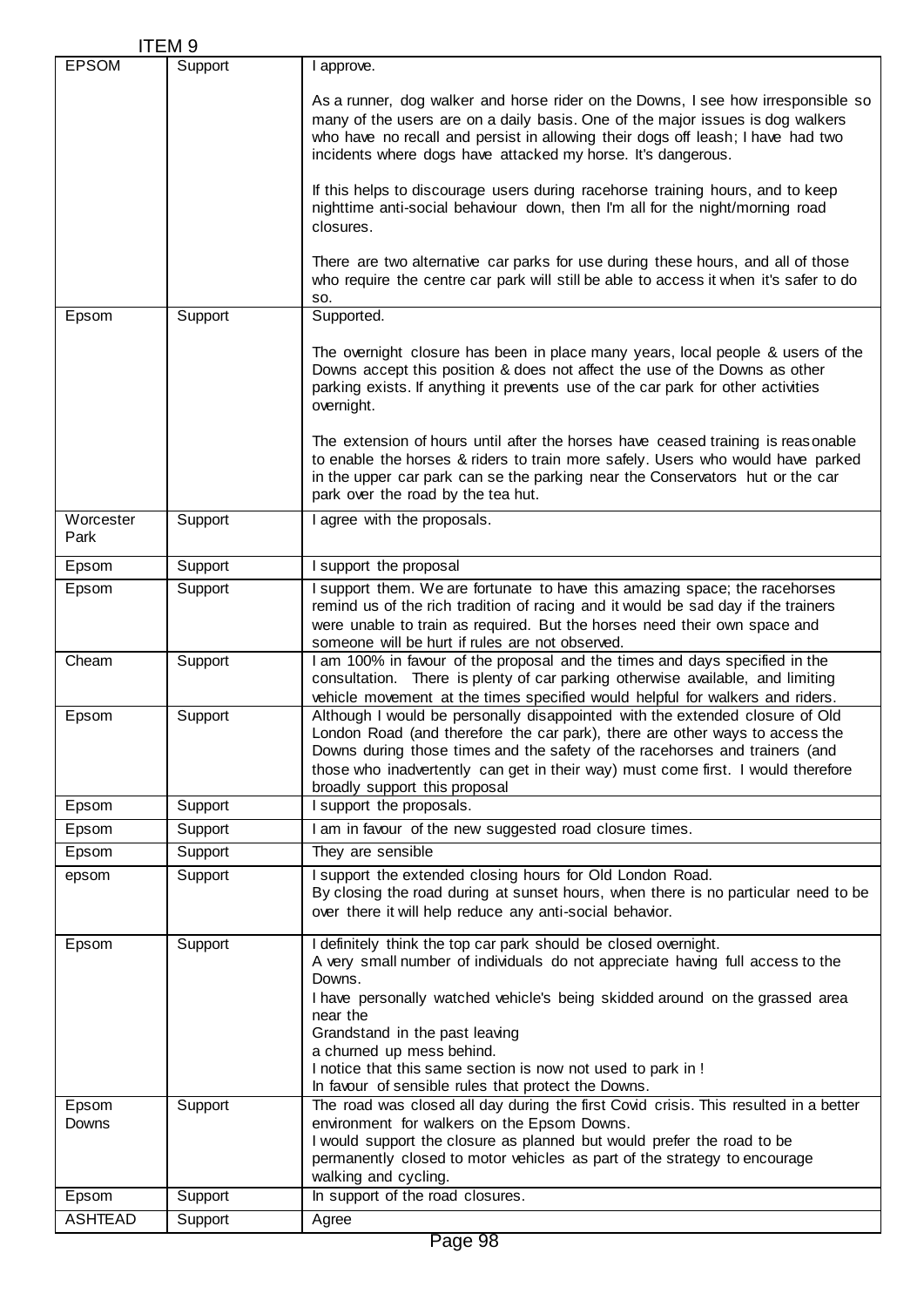ITEM 9

| | | |
|---|---|---|
| EPSOM | Support | I approve.<br><br>As a runner, dog walker and horse rider on the Downs, I see how irresponsible so many of the users are on a daily basis. One of the major issues is dog walkers who have no recall and persist in allowing their dogs off leash; I have had two incidents where dogs have attacked my horse. It's dangerous.<br><br>If this helps to discourage users during racehorse training hours, and to keep nighttime anti-social behaviour down, then I'm all for the night/morning road closures.<br><br>There are two alternative car parks for use during these hours, and all of those who require the centre car park will still be able to access it when it's safer to do so. |
| Epsom | Support | Supported.<br><br>The overnight closure has been in place many years, local people & users of the Downs accept this position & does not affect the use of the Downs as other parking exists. If anything it prevents use of the car park for other activities overnight.<br><br>The extension of hours until after the horses have ceased training is reasonable to enable the horses & riders to train more safely. Users who would have parked in the upper car park can se the parking near the Conservators hut or the car park over the road by the tea hut. |
| Worcester Park | Support | I agree with the proposals. |
| Epsom | Support | I support the proposal |
| Epsom | Support | I support them. We are fortunate to have this amazing space; the racehorses remind us of the rich tradition of racing and it would be sad day if the trainers were unable to train as required. But the horses need their own space and someone will be hurt if rules are not observed. |
| Cheam | Support | I am 100% in favour of the proposal and the times and days specified in the consultation. There is plenty of car parking otherwise available, and limiting vehicle movement at the times specified would helpful for walkers and riders. |
| Epsom | Support | Although I would be personally disappointed with the extended closure of Old London Road (and therefore the car park), there are other ways to access the Downs during those times and the safety of the racehorses and trainers (and those who inadvertently can get in their way) must come first. I would therefore broadly support this proposal |
| Epsom | Support | I support the proposals. |
| Epsom | Support | I am in favour of the new suggested road closure times. |
| Epsom | Support | They are sensible |
| epsom | Support | I support the extended closing hours for Old London Road.<br>By closing the road during at sunset hours, when there is no particular need to be over there it will help reduce any anti-social behavior. |
| Epsom | Support | I definitely think the top car park should be closed overnight.<br>A very small number of individuals do not appreciate having full access to the Downs.<br>I have personally watched vehicle's being skidded around on the grassed area near the<br>Grandstand in the past leaving<br>a churned up mess behind.<br>I notice that this same section is now not used to park in !<br>In favour of sensible rules that protect the Downs. |
| Epsom Downs | Support | The road was closed all day during the first Covid crisis. This resulted in a better environment for walkers on the Epsom Downs.<br>I would support the closure as planned but would prefer the road to be permanently closed to motor vehicles as part of the strategy to encourage walking and cycling. |
| Epsom | Support | In support of the road closures. |
| ASHTEAD | Support | Agree |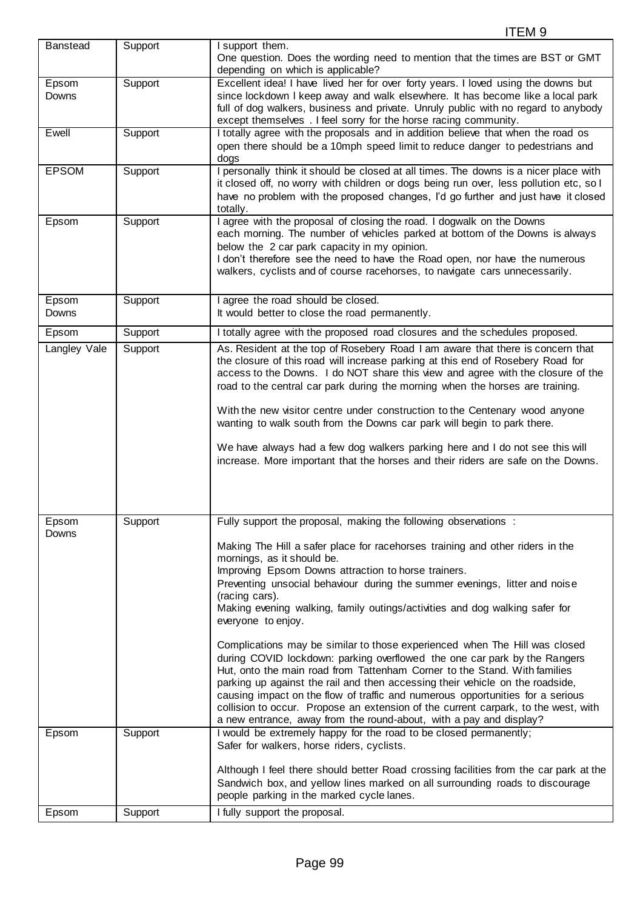ITEM 9

| | | |
|---|---|---|
| Banstead | Support | I support them.<br>One question. Does the wording need to mention that the times are BST or GMT depending on which is applicable? |
| Epsom Downs | Support | Excellent idea! I have lived her for over forty years. I loved using the downs but since lockdown I keep away and walk elsewhere. It has become like a local park full of dog walkers, business and private. Unruly public with no regard to anybody except themselves . I feel sorry for the horse racing community. |
| Ewell | Support | I totally agree with the proposals and in addition believe that when the road os open there should be a 10mph speed limit to reduce danger to pedestrians and dogs |
| EPSOM | Support | I personally think it should be closed at all times. The downs is a nicer place with it closed off, no worry with children or dogs being run over, less pollution etc, so I have no problem with the proposed changes, I'd go further and just have it closed totally. |
| Epsom | Support | I agree with the proposal of closing the road. I dogwalk on the Downs each morning. The number of vehicles parked at bottom of the Downs is always below the 2 car park capacity in my opinion.<br>I don't therefore see the need to have the Road open, nor have the numerous walkers, cyclists and of course racehorses, to navigate cars unnecessarily. |
| Epsom Downs | Support | I agree the road should be closed.<br>It would better to close the road permanently. |
| Epsom | Support | I totally agree with the proposed road closures and the schedules proposed. |
| Langley Vale | Support | As. Resident at the top of Rosebery Road I am aware that there is concern that the closure of this road will increase parking at this end of Rosebery Road for access to the Downs. I do NOT share this view and agree with the closure of the road to the central car park during the morning when the horses are training.<br><br>With the new visitor centre under construction to the Centenary wood anyone wanting to walk south from the Downs car park will begin to park there.<br><br>We have always had a few dog walkers parking here and I do not see this will increase. More important that the horses and their riders are safe on the Downs. |
| Epsom Downs | Support | Fully support the proposal, making the following observations :<br><br>Making The Hill a safer place for racehorses training and other riders in the mornings, as it should be.<br>Improving Epsom Downs attraction to horse trainers.<br>Preventing unsocial behaviour during the summer evenings, litter and noise (racing cars).<br>Making evening walking, family outings/activities and dog walking safer for everyone to enjoy.<br><br>Complications may be similar to those experienced when The Hill was closed during COVID lockdown: parking overflowed the one car park by the Rangers Hut, onto the main road from Tattenham Corner to the Stand. With families parking up against the rail and then accessing their vehicle on the roadside, causing impact on the flow of traffic and numerous opportunities for a serious collision to occur. Propose an extension of the current carpark, to the west, with a new entrance, away from the round-about, with a pay and display? |
| Epsom | Support | I would be extremely happy for the road to be closed permanently;<br>Safer for walkers, horse riders, cyclists.<br><br>Although I feel there should better Road crossing facilities from the car park at the Sandwich box, and yellow lines marked on all surrounding roads to discourage people parking in the marked cycle lanes. |
| Epsom | Support | I fully support the proposal. |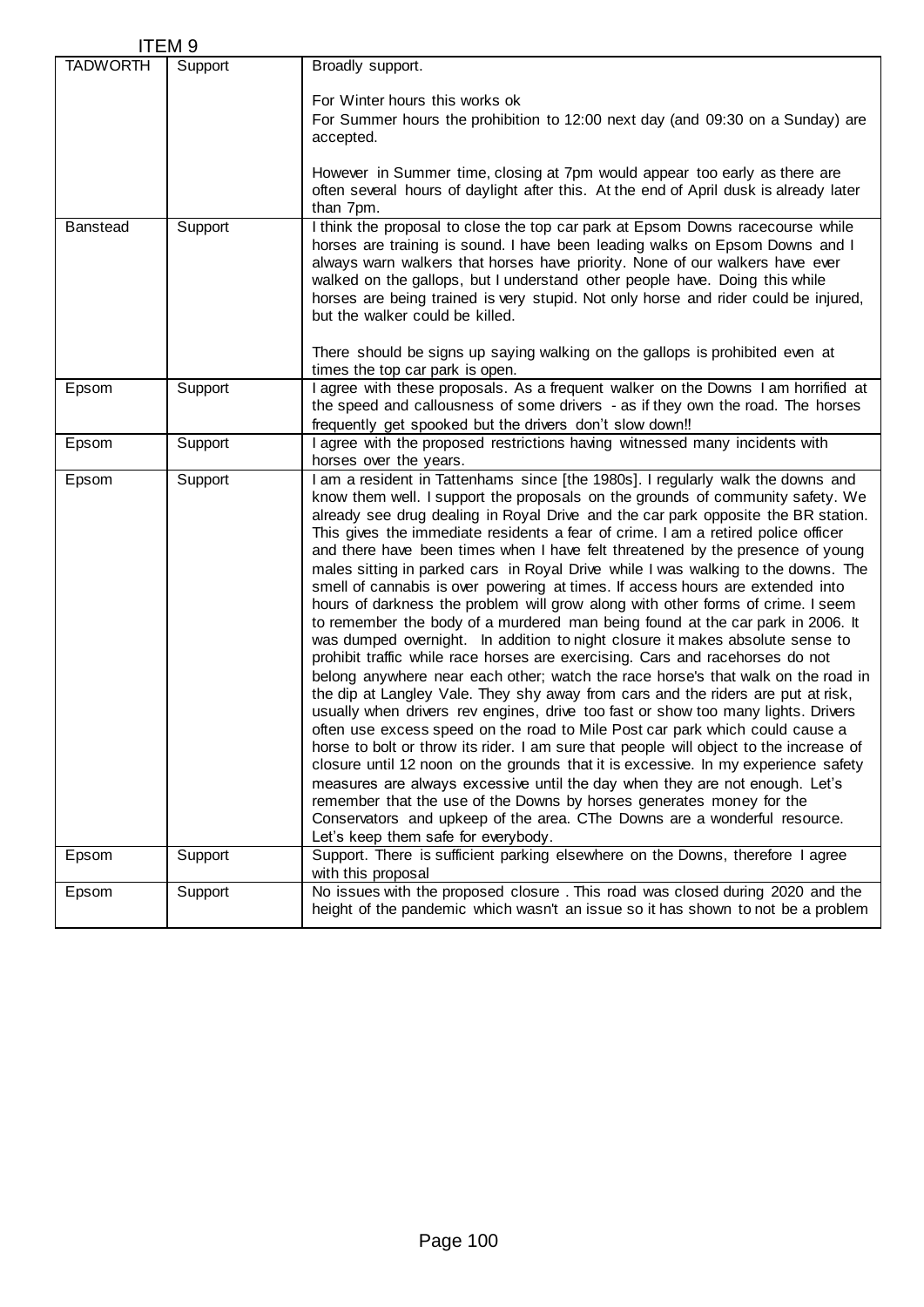ITEM 9

| | | |
|---|---|---|
| TADWORTH | Support | Broadly support.<br><br>For Winter hours this works ok<br>For Summer hours the prohibition to 12:00 next day (and 09:30 on a Sunday) are accepted.<br><br>However in Summer time, closing at 7pm would appear too early as there are often several hours of daylight after this. At the end of April dusk is already later than 7pm. |
| Banstead | Support | I think the proposal to close the top car park at Epsom Downs racecourse while horses are training is sound. I have been leading walks on Epsom Downs and I always warn walkers that horses have priority. None of our walkers have ever walked on the gallops, but I understand other people have. Doing this while horses are being trained is very stupid. Not only horse and rider could be injured, but the walker could be killed.<br><br>There should be signs up saying walking on the gallops is prohibited even at times the top car park is open. |
| Epsom | Support | I agree with these proposals. As a frequent walker on the Downs I am horrified at the speed and callousness of some drivers - as if they own the road. The horses frequently get spooked but the drivers don't slow down!! |
| Epsom | Support | I agree with the proposed restrictions having witnessed many incidents with horses over the years. |
| Epsom | Support | I am a resident in Tattenhams since [the 1980s]. I regularly walk the downs and know them well. I support the proposals on the grounds of community safety. We already see drug dealing in Royal Drive and the car park opposite the BR station. This gives the immediate residents a fear of crime. I am a retired police officer and there have been times when I have felt threatened by the presence of young males sitting in parked cars in Royal Drive while I was walking to the downs. The smell of cannabis is over powering at times. If access hours are extended into hours of darkness the problem will grow along with other forms of crime. I seem to remember the body of a murdered man being found at the car park in 2006. It was dumped overnight. In addition to night closure it makes absolute sense to prohibit traffic while race horses are exercising. Cars and racehorses do not belong anywhere near each other; watch the race horse's that walk on the road in the dip at Langley Vale. They shy away from cars and the riders are put at risk, usually when drivers rev engines, drive too fast or show too many lights. Drivers often use excess speed on the road to Mile Post car park which could cause a horse to bolt or throw its rider. I am sure that people will object to the increase of closure until 12 noon on the grounds that it is excessive. In my experience safety measures are always excessive until the day when they are not enough. Let's remember that the use of the Downs by horses generates money for the Conservators and upkeep of the area. CThe Downs are a wonderful resource. Let's keep them safe for everybody. |
| Epsom | Support | Support. There is sufficient parking elsewhere on the Downs, therefore I agree with this proposal |
| Epsom | Support | No issues with the proposed closure . This road was closed during 2020 and the height of the pandemic which wasn't an issue so it has shown to not be a problem |